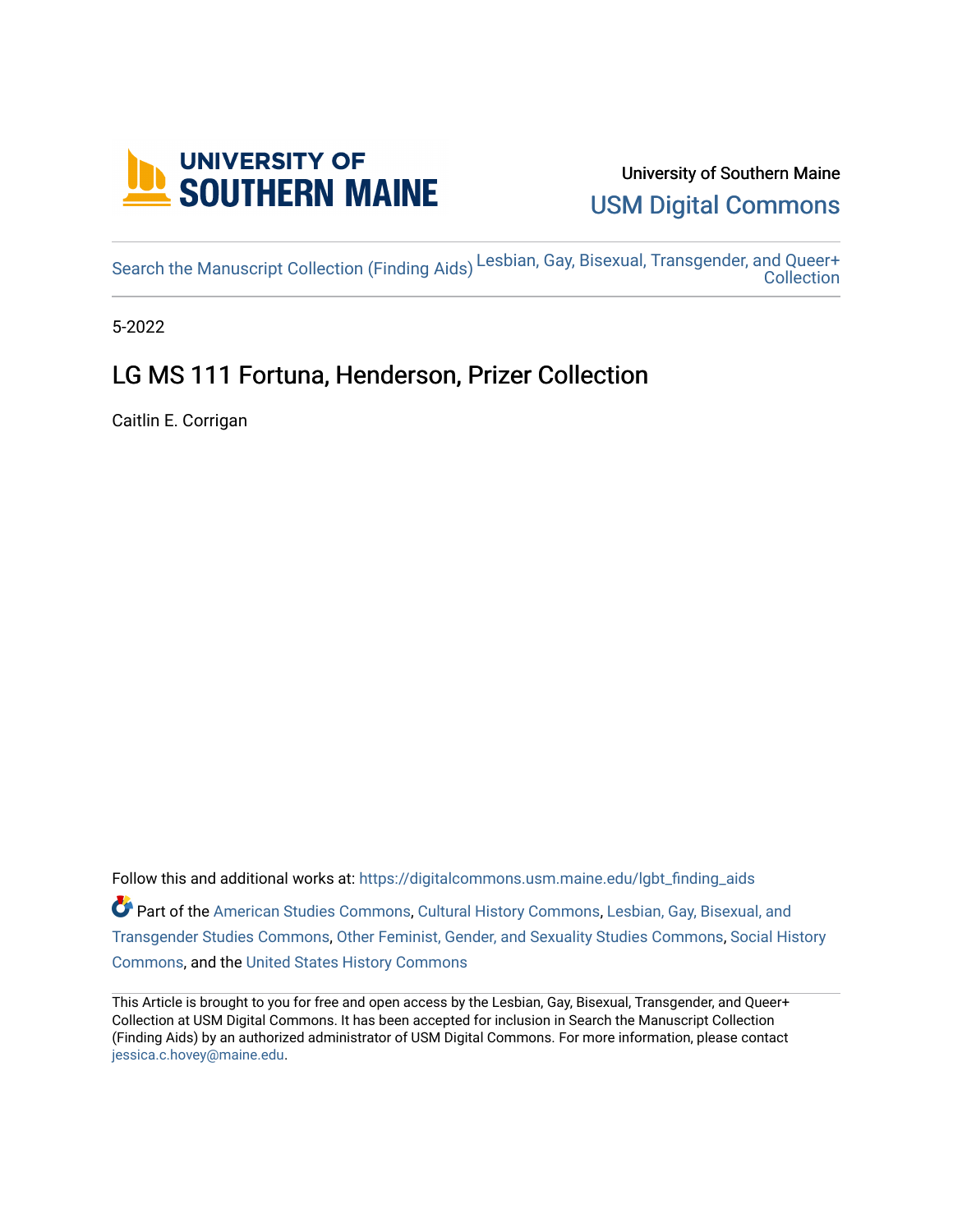University of Southern Maine

USM Digital Commons

Search the Manuscript Collection (Finding Aids) Lesbian, Gay, Bisexual, Transgender, and Queer+ Collection

5-2022

# LG MS 111 Fortuna, Henderson, Prizer Collection

Caitlin E. Corrigan

Follow this and additional works at: https://digitalcommons.usm.maine.edu/lgbt_finding_aids

Part of the American Studies Commons, Cultural History Commons, Lesbian, Gay, Bisexual, and Transgender Studies Commons, Other Feminist, Gender, and Sexuality Studies Commons, Social History Commons, and the United States History Commons

This Article is brought to you for free and open access by the Lesbian, Gay, Bisexual, Transgender, and Queer+ Collection at USM Digital Commons. It has been accepted for inclusion in Search the Manuscript Collection (Finding Aids) by an authorized administrator of USM Digital Commons. For more information, please contact jessica.c.hovey@maine.edu.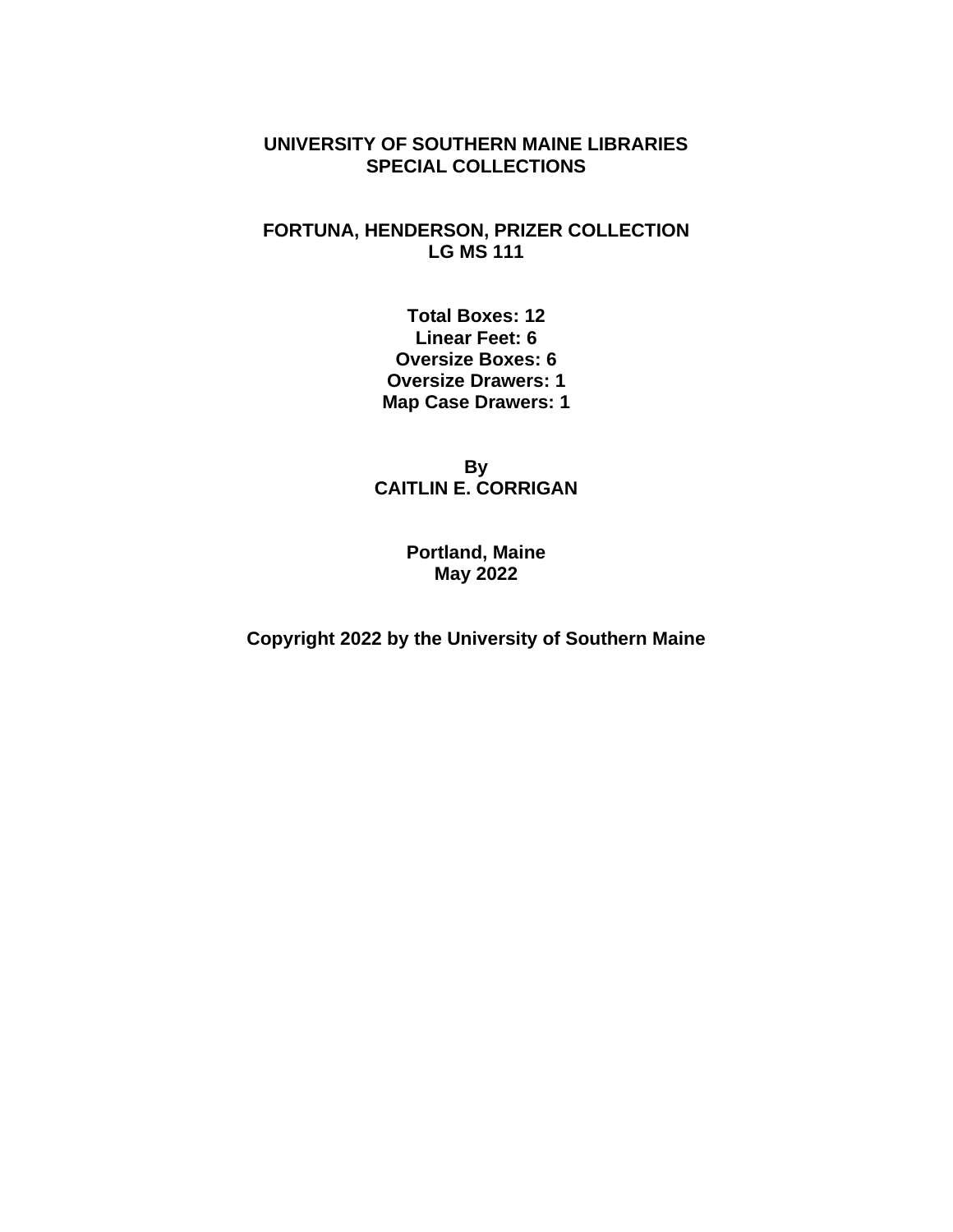**UNIVERSITY OF SOUTHERN MAINE LIBRARIES**
**SPECIAL COLLECTIONS**

**FORTUNA, HENDERSON, PRIZER COLLECTION**
**LG MS 111**

**Total Boxes: 12**
**Linear Feet: 6**
**Oversize Boxes: 6**
**Oversize Drawers: 1**
**Map Case Drawers: 1**

**By**
**CAITLIN E. CORRIGAN**

**Portland, Maine**
**May 2022**

**Copyright 2022 by the University of Southern Maine**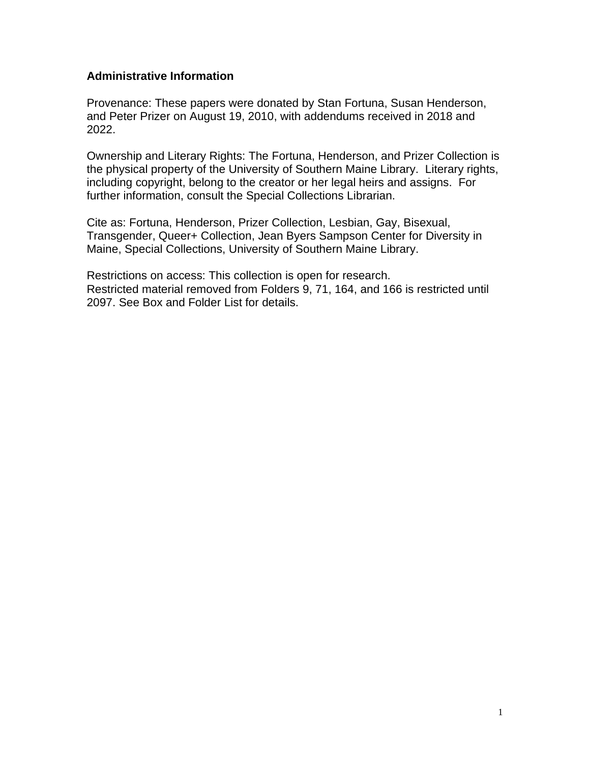**Administrative Information**

Provenance: These papers were donated by Stan Fortuna, Susan Henderson, and Peter Prizer on August 19, 2010, with addendums received in 2018 and 2022.

Ownership and Literary Rights: The Fortuna, Henderson, and Prizer Collection is the physical property of the University of Southern Maine Library. Literary rights, including copyright, belong to the creator or her legal heirs and assigns. For further information, consult the Special Collections Librarian.

Cite as: Fortuna, Henderson, Prizer Collection, Lesbian, Gay, Bisexual, Transgender, Queer+ Collection, Jean Byers Sampson Center for Diversity in Maine, Special Collections, University of Southern Maine Library.

Restrictions on access: This collection is open for research.
Restricted material removed from Folders 9, 71, 164, and 166 is restricted until 2097. See Box and Folder List for details.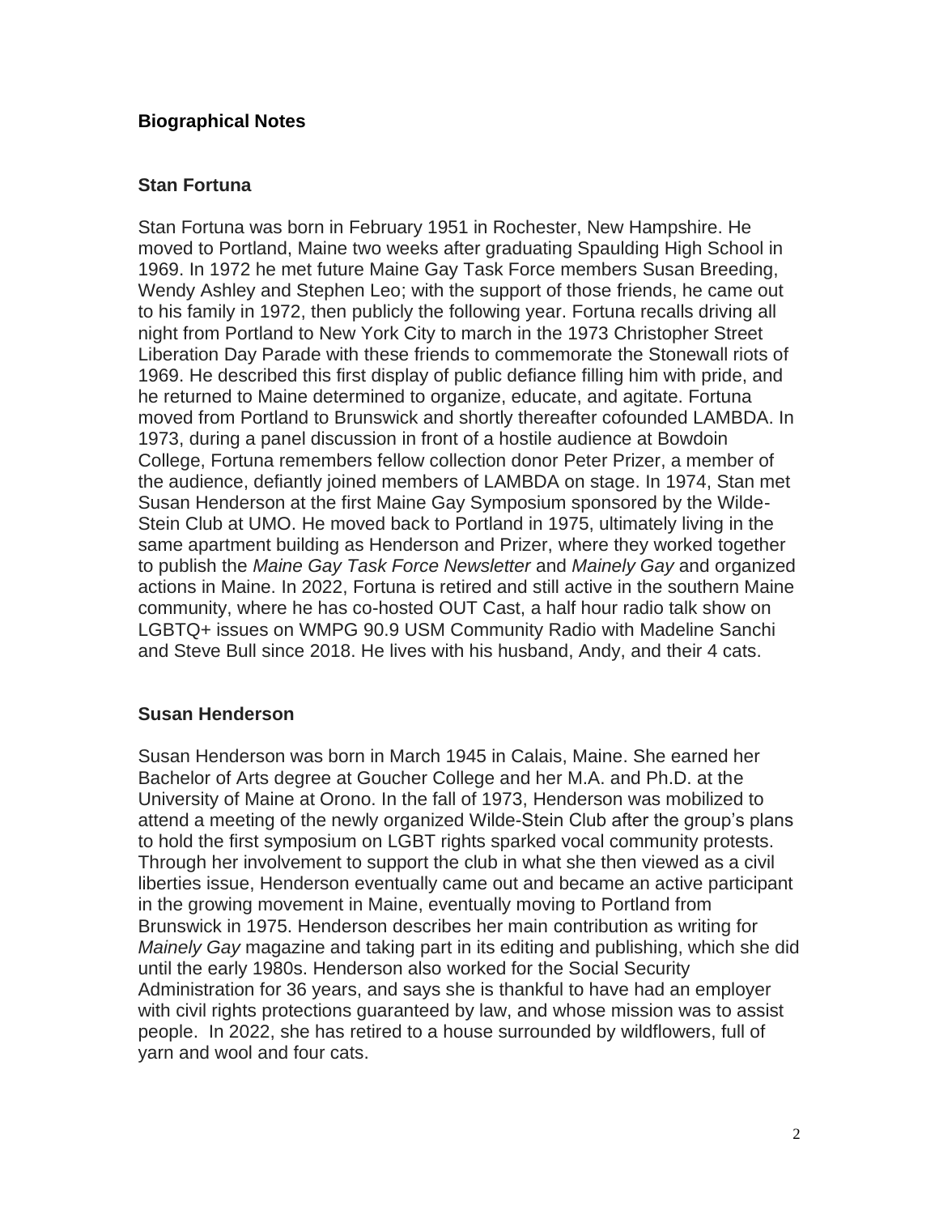## Biographical Notes

### Stan Fortuna

Stan Fortuna was born in February 1951 in Rochester, New Hampshire. He moved to Portland, Maine two weeks after graduating Spaulding High School in 1969. In 1972 he met future Maine Gay Task Force members Susan Breeding, Wendy Ashley and Stephen Leo; with the support of those friends, he came out to his family in 1972, then publicly the following year. Fortuna recalls driving all night from Portland to New York City to march in the 1973 Christopher Street Liberation Day Parade with these friends to commemorate the Stonewall riots of 1969. He described this first display of public defiance filling him with pride, and he returned to Maine determined to organize, educate, and agitate. Fortuna moved from Portland to Brunswick and shortly thereafter cofounded LAMBDA. In 1973, during a panel discussion in front of a hostile audience at Bowdoin College, Fortuna remembers fellow collection donor Peter Prizer, a member of the audience, defiantly joined members of LAMBDA on stage. In 1974, Stan met Susan Henderson at the first Maine Gay Symposium sponsored by the Wilde-Stein Club at UMO. He moved back to Portland in 1975, ultimately living in the same apartment building as Henderson and Prizer, where they worked together to publish the *Maine Gay Task Force Newsletter* and *Mainely Gay* and organized actions in Maine. In 2022, Fortuna is retired and still active in the southern Maine community, where he has co-hosted OUT Cast, a half hour radio talk show on LGBTQ+ issues on WMPG 90.9 USM Community Radio with Madeline Sanchi and Steve Bull since 2018. He lives with his husband, Andy, and their 4 cats.

### Susan Henderson

Susan Henderson was born in March 1945 in Calais, Maine. She earned her Bachelor of Arts degree at Goucher College and her M.A. and Ph.D. at the University of Maine at Orono. In the fall of 1973, Henderson was mobilized to attend a meeting of the newly organized Wilde-Stein Club after the group's plans to hold the first symposium on LGBT rights sparked vocal community protests. Through her involvement to support the club in what she then viewed as a civil liberties issue, Henderson eventually came out and became an active participant in the growing movement in Maine, eventually moving to Portland from Brunswick in 1975. Henderson describes her main contribution as writing for *Mainely Gay* magazine and taking part in its editing and publishing, which she did until the early 1980s. Henderson also worked for the Social Security Administration for 36 years, and says she is thankful to have had an employer with civil rights protections guaranteed by law, and whose mission was to assist people. In 2022, she has retired to a house surrounded by wildflowers, full of yarn and wool and four cats.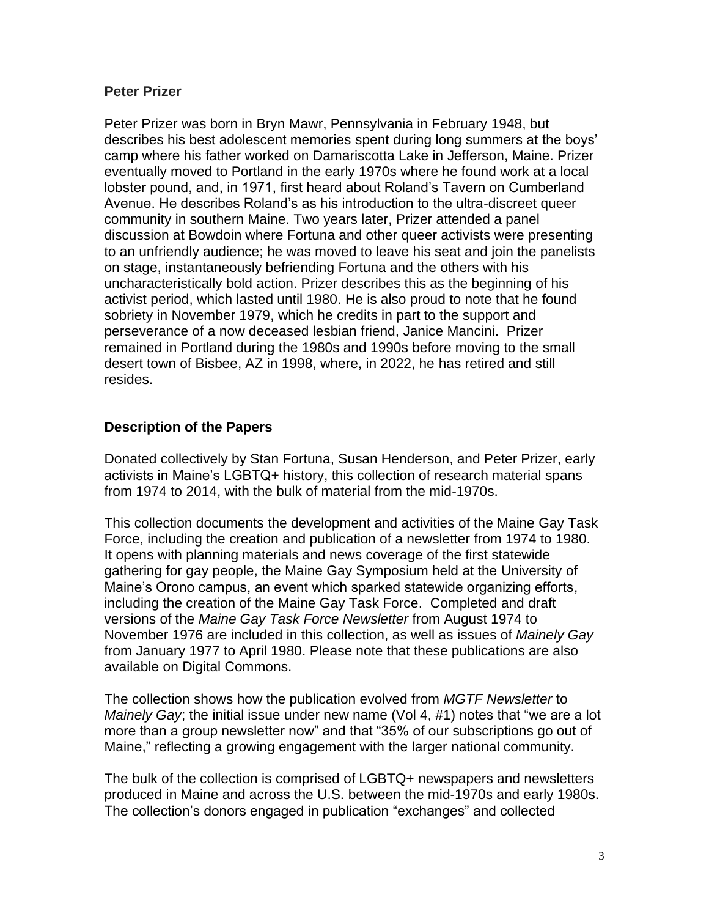## Peter Prizer

Peter Prizer was born in Bryn Mawr, Pennsylvania in February 1948, but describes his best adolescent memories spent during long summers at the boys' camp where his father worked on Damariscotta Lake in Jefferson, Maine. Prizer eventually moved to Portland in the early 1970s where he found work at a local lobster pound, and, in 1971, first heard about Roland's Tavern on Cumberland Avenue. He describes Roland's as his introduction to the ultra-discreet queer community in southern Maine. Two years later, Prizer attended a panel discussion at Bowdoin where Fortuna and other queer activists were presenting to an unfriendly audience; he was moved to leave his seat and join the panelists on stage, instantaneously befriending Fortuna and the others with his uncharacteristically bold action. Prizer describes this as the beginning of his activist period, which lasted until 1980. He is also proud to note that he found sobriety in November 1979, which he credits in part to the support and perseverance of a now deceased lesbian friend, Janice Mancini. Prizer remained in Portland during the 1980s and 1990s before moving to the small desert town of Bisbee, AZ in 1998, where, in 2022, he has retired and still resides.

## Description of the Papers

Donated collectively by Stan Fortuna, Susan Henderson, and Peter Prizer, early activists in Maine's LGBTQ+ history, this collection of research material spans from 1974 to 2014, with the bulk of material from the mid-1970s.

This collection documents the development and activities of the Maine Gay Task Force, including the creation and publication of a newsletter from 1974 to 1980. It opens with planning materials and news coverage of the first statewide gathering for gay people, the Maine Gay Symposium held at the University of Maine's Orono campus, an event which sparked statewide organizing efforts, including the creation of the Maine Gay Task Force. Completed and draft versions of the *Maine Gay Task Force Newsletter* from August 1974 to November 1976 are included in this collection, as well as issues of *Mainely Gay* from January 1977 to April 1980. Please note that these publications are also available on Digital Commons.

The collection shows how the publication evolved from *MGTF Newsletter* to *Mainely Gay*; the initial issue under new name (Vol 4, #1) notes that "we are a lot more than a group newsletter now" and that "35% of our subscriptions go out of Maine," reflecting a growing engagement with the larger national community.

The bulk of the collection is comprised of LGBTQ+ newspapers and newsletters produced in Maine and across the U.S. between the mid-1970s and early 1980s. The collection's donors engaged in publication "exchanges" and collected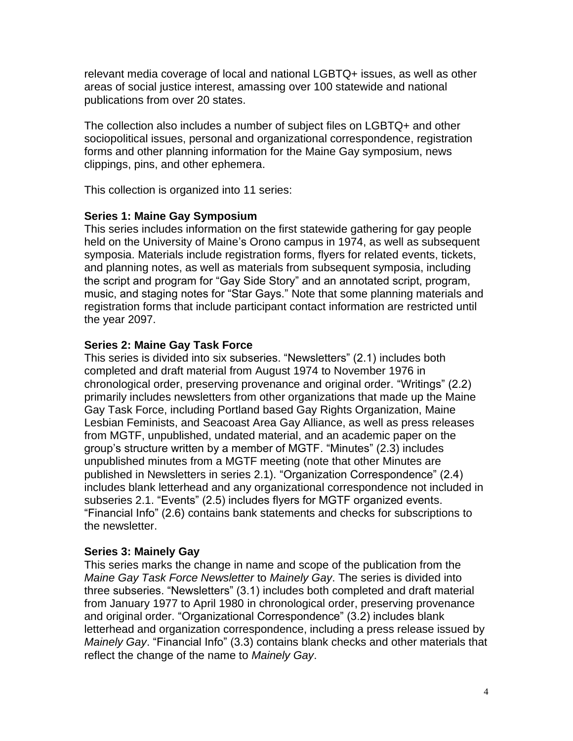relevant media coverage of local and national LGBTQ+ issues, as well as other areas of social justice interest, amassing over 100 statewide and national publications from over 20 states.

The collection also includes a number of subject files on LGBTQ+ and other sociopolitical issues, personal and organizational correspondence, registration forms and other planning information for the Maine Gay symposium, news clippings, pins, and other ephemera.

This collection is organized into 11 series:

**Series 1: Maine Gay Symposium**
This series includes information on the first statewide gathering for gay people held on the University of Maine's Orono campus in 1974, as well as subsequent symposia. Materials include registration forms, flyers for related events, tickets, and planning notes, as well as materials from subsequent symposia, including the script and program for "Gay Side Story" and an annotated script, program, music, and staging notes for "Star Gays." Note that some planning materials and registration forms that include participant contact information are restricted until the year 2097.

**Series 2: Maine Gay Task Force**
This series is divided into six subseries. "Newsletters" (2.1) includes both completed and draft material from August 1974 to November 1976 in chronological order, preserving provenance and original order. "Writings" (2.2) primarily includes newsletters from other organizations that made up the Maine Gay Task Force, including Portland based Gay Rights Organization, Maine Lesbian Feminists, and Seacoast Area Gay Alliance, as well as press releases from MGTF, unpublished, undated material, and an academic paper on the group's structure written by a member of MGTF. "Minutes" (2.3) includes unpublished minutes from a MGTF meeting (note that other Minutes are published in Newsletters in series 2.1). "Organization Correspondence" (2.4) includes blank letterhead and any organizational correspondence not included in subseries 2.1. "Events" (2.5) includes flyers for MGTF organized events. "Financial Info" (2.6) contains bank statements and checks for subscriptions to the newsletter.

**Series 3: Mainely Gay**
This series marks the change in name and scope of the publication from the *Maine Gay Task Force Newsletter* to *Mainely Gay*. The series is divided into three subseries. "Newsletters" (3.1) includes both completed and draft material from January 1977 to April 1980 in chronological order, preserving provenance and original order. "Organizational Correspondence" (3.2) includes blank letterhead and organization correspondence, including a press release issued by *Mainely Gay*. "Financial Info" (3.3) contains blank checks and other materials that reflect the change of the name to *Mainely Gay*.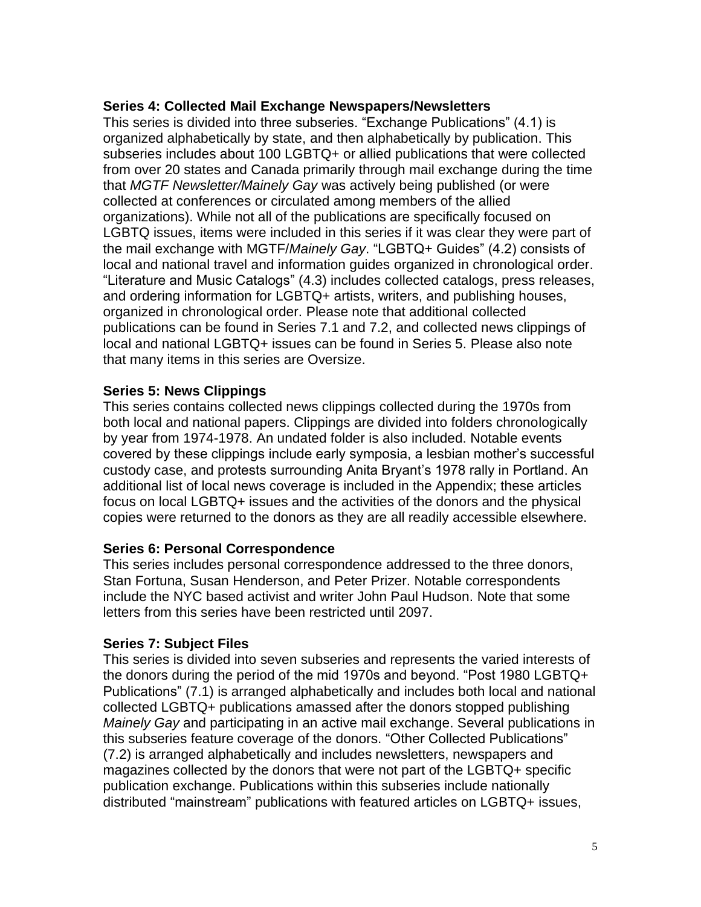**Series 4: Collected Mail Exchange Newspapers/Newsletters**
This series is divided into three subseries. "Exchange Publications" (4.1) is organized alphabetically by state, and then alphabetically by publication. This subseries includes about 100 LGBTQ+ or allied publications that were collected from over 20 states and Canada primarily through mail exchange during the time that *MGTF Newsletter/Mainely Gay* was actively being published (or were collected at conferences or circulated among members of the allied organizations). While not all of the publications are specifically focused on LGBTQ issues, items were included in this series if it was clear they were part of the mail exchange with MGTF/*Mainely Gay*. "LGBTQ+ Guides" (4.2) consists of local and national travel and information guides organized in chronological order. "Literature and Music Catalogs" (4.3) includes collected catalogs, press releases, and ordering information for LGBTQ+ artists, writers, and publishing houses, organized in chronological order. Please note that additional collected publications can be found in Series 7.1 and 7.2, and collected news clippings of local and national LGBTQ+ issues can be found in Series 5. Please also note that many items in this series are Oversize.

**Series 5: News Clippings**
This series contains collected news clippings collected during the 1970s from both local and national papers. Clippings are divided into folders chronologically by year from 1974-1978. An undated folder is also included. Notable events covered by these clippings include early symposia, a lesbian mother's successful custody case, and protests surrounding Anita Bryant's 1978 rally in Portland. An additional list of local news coverage is included in the Appendix; these articles focus on local LGBTQ+ issues and the activities of the donors and the physical copies were returned to the donors as they are all readily accessible elsewhere.

**Series 6: Personal Correspondence**
This series includes personal correspondence addressed to the three donors, Stan Fortuna, Susan Henderson, and Peter Prizer. Notable correspondents include the NYC based activist and writer John Paul Hudson. Note that some letters from this series have been restricted until 2097.

**Series 7: Subject Files**
This series is divided into seven subseries and represents the varied interests of the donors during the period of the mid 1970s and beyond. "Post 1980 LGBTQ+ Publications" (7.1) is arranged alphabetically and includes both local and national collected LGBTQ+ publications amassed after the donors stopped publishing *Mainely Gay* and participating in an active mail exchange. Several publications in this subseries feature coverage of the donors. "Other Collected Publications" (7.2) is arranged alphabetically and includes newsletters, newspapers and magazines collected by the donors that were not part of the LGBTQ+ specific publication exchange. Publications within this subseries include nationally distributed "mainstream" publications with featured articles on LGBTQ+ issues,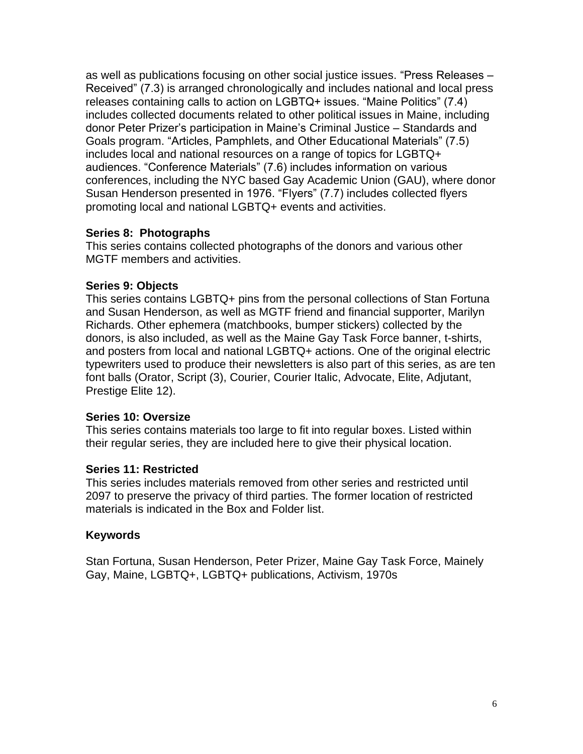as well as publications focusing on other social justice issues. "Press Releases – Received" (7.3) is arranged chronologically and includes national and local press releases containing calls to action on LGBTQ+ issues. "Maine Politics" (7.4) includes collected documents related to other political issues in Maine, including donor Peter Prizer's participation in Maine's Criminal Justice – Standards and Goals program. "Articles, Pamphlets, and Other Educational Materials" (7.5) includes local and national resources on a range of topics for LGBTQ+ audiences. "Conference Materials" (7.6) includes information on various conferences, including the NYC based Gay Academic Union (GAU), where donor Susan Henderson presented in 1976. "Flyers" (7.7) includes collected flyers promoting local and national LGBTQ+ events and activities.

**Series 8: Photographs**
This series contains collected photographs of the donors and various other MGTF members and activities.

**Series 9: Objects**
This series contains LGBTQ+ pins from the personal collections of Stan Fortuna and Susan Henderson, as well as MGTF friend and financial supporter, Marilyn Richards. Other ephemera (matchbooks, bumper stickers) collected by the donors, is also included, as well as the Maine Gay Task Force banner, t-shirts, and posters from local and national LGBTQ+ actions. One of the original electric typewriters used to produce their newsletters is also part of this series, as are ten font balls (Orator, Script (3), Courier, Courier Italic, Advocate, Elite, Adjutant, Prestige Elite 12).

**Series 10: Oversize**
This series contains materials too large to fit into regular boxes. Listed within their regular series, they are included here to give their physical location.

**Series 11: Restricted**
This series includes materials removed from other series and restricted until 2097 to preserve the privacy of third parties. The former location of restricted materials is indicated in the Box and Folder list.

## Keywords

Stan Fortuna, Susan Henderson, Peter Prizer, Maine Gay Task Force, Mainely Gay, Maine, LGBTQ+, LGBTQ+ publications, Activism, 1970s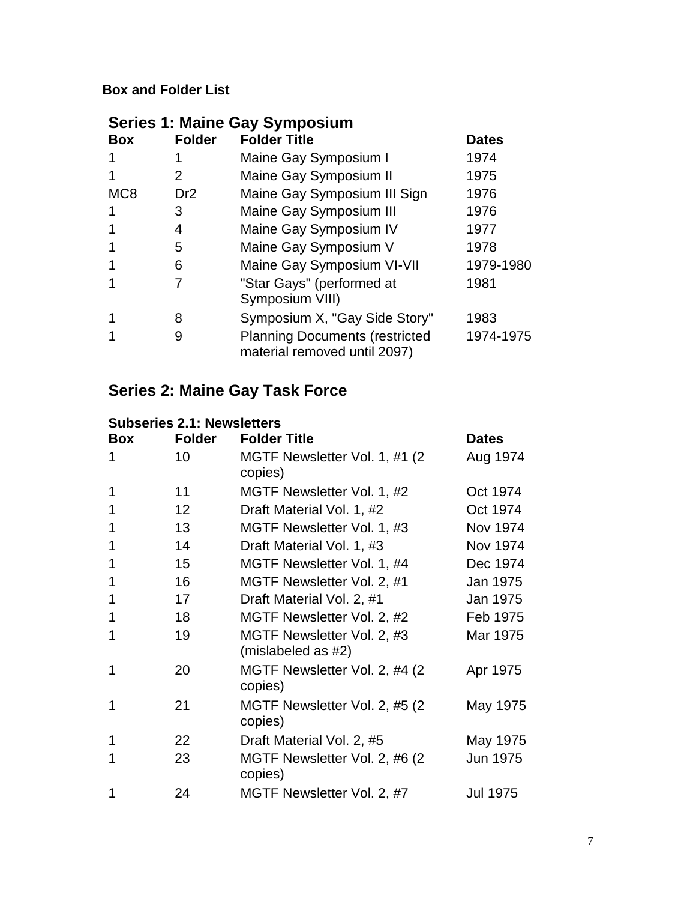**Box and Folder List**

## Series 1: Maine Gay Symposium

| Box | Folder | Folder Title | Dates |
| --- | --- | --- | --- |
| 1 | 1 | Maine Gay Symposium I | 1974 |
| 1 | 2 | Maine Gay Symposium II | 1975 |
| MC8 | Dr2 | Maine Gay Symposium III Sign | 1976 |
| 1 | 3 | Maine Gay Symposium III | 1976 |
| 1 | 4 | Maine Gay Symposium IV | 1977 |
| 1 | 5 | Maine Gay Symposium V | 1978 |
| 1 | 6 | Maine Gay Symposium VI-VII | 1979-1980 |
| 1 | 7 | "Star Gays" (performed at Symposium VIII) | 1981 |
| 1 | 8 | Symposium X, "Gay Side Story" | 1983 |
| 1 | 9 | Planning Documents (restricted material removed until 2097) | 1974-1975 |

## Series 2: Maine Gay Task Force

### Subseries 2.1: Newsletters

| Box | Folder | Folder Title | Dates |
| --- | --- | --- | --- |
| 1 | 10 | MGTF Newsletter Vol. 1, #1 (2 copies) | Aug 1974 |
| 1 | 11 | MGTF Newsletter Vol. 1, #2 | Oct 1974 |
| 1 | 12 | Draft Material Vol. 1, #2 | Oct 1974 |
| 1 | 13 | MGTF Newsletter Vol. 1, #3 | Nov 1974 |
| 1 | 14 | Draft Material Vol. 1, #3 | Nov 1974 |
| 1 | 15 | MGTF Newsletter Vol. 1, #4 | Dec 1974 |
| 1 | 16 | MGTF Newsletter Vol. 2, #1 | Jan 1975 |
| 1 | 17 | Draft Material Vol. 2, #1 | Jan 1975 |
| 1 | 18 | MGTF Newsletter Vol. 2, #2 | Feb 1975 |
| 1 | 19 | MGTF Newsletter Vol. 2, #3 (mislabeled as #2) | Mar 1975 |
| 1 | 20 | MGTF Newsletter Vol. 2, #4 (2 copies) | Apr 1975 |
| 1 | 21 | MGTF Newsletter Vol. 2, #5 (2 copies) | May 1975 |
| 1 | 22 | Draft Material Vol. 2, #5 | May 1975 |
| 1 | 23 | MGTF Newsletter Vol. 2, #6 (2 copies) | Jun 1975 |
| 1 | 24 | MGTF Newsletter Vol. 2, #7 | Jul 1975 |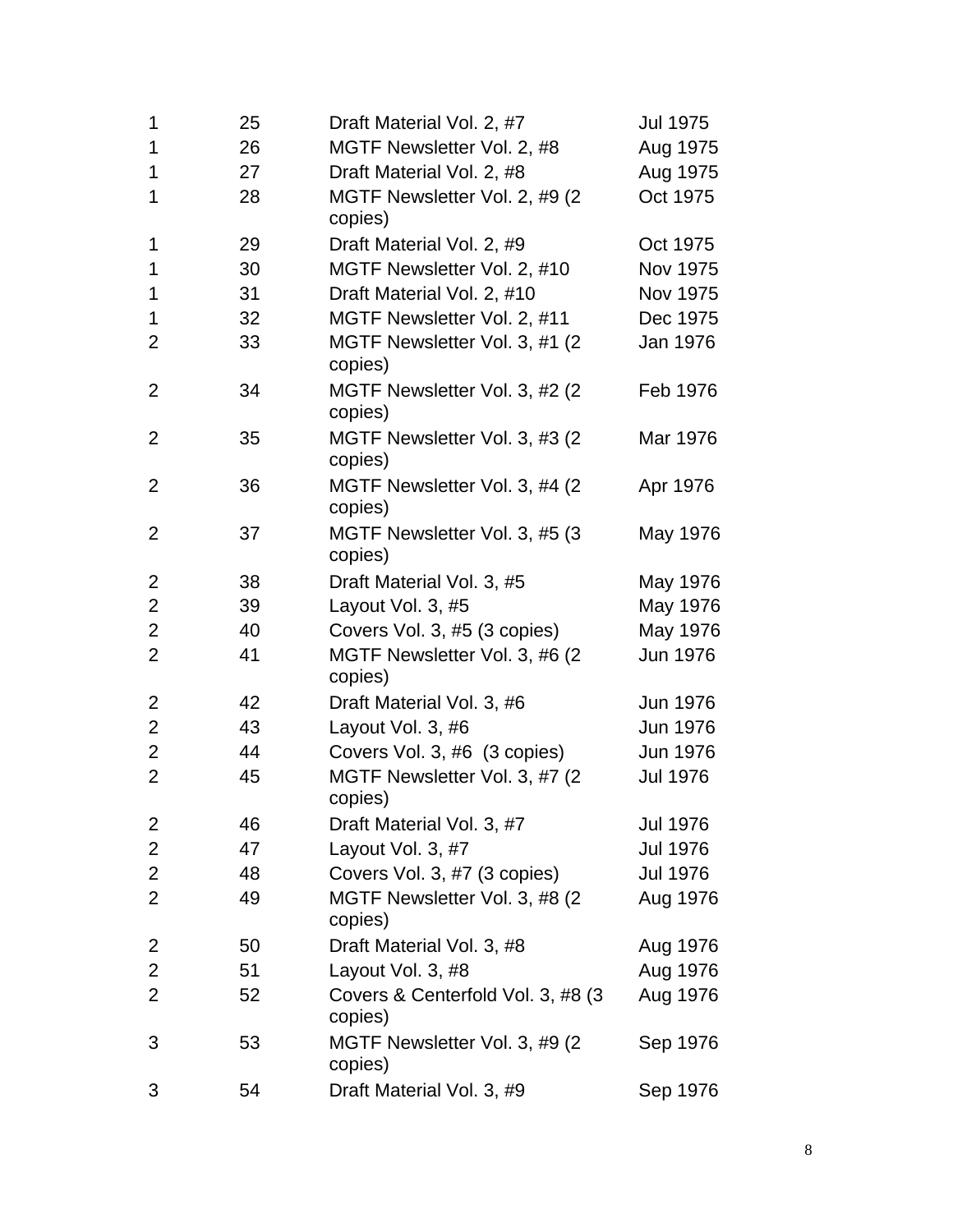| | | | |
|---|---|---|---|
| 1 | 25 | Draft Material Vol. 2, #7 | Jul 1975 |
| 1 | 26 | MGTF Newsletter Vol. 2, #8 | Aug 1975 |
| 1 | 27 | Draft Material Vol. 2, #8 | Aug 1975 |
| 1 | 28 | MGTF Newsletter Vol. 2, #9 (2 copies) | Oct 1975 |
| 1 | 29 | Draft Material Vol. 2, #9 | Oct 1975 |
| 1 | 30 | MGTF Newsletter Vol. 2, #10 | Nov 1975 |
| 1 | 31 | Draft Material Vol. 2, #10 | Nov 1975 |
| 1 | 32 | MGTF Newsletter Vol. 2, #11 | Dec 1975 |
| 2 | 33 | MGTF Newsletter Vol. 3, #1 (2 copies) | Jan 1976 |
| 2 | 34 | MGTF Newsletter Vol. 3, #2 (2 copies) | Feb 1976 |
| 2 | 35 | MGTF Newsletter Vol. 3, #3 (2 copies) | Mar 1976 |
| 2 | 36 | MGTF Newsletter Vol. 3, #4 (2 copies) | Apr 1976 |
| 2 | 37 | MGTF Newsletter Vol. 3, #5 (3 copies) | May 1976 |
| 2 | 38 | Draft Material Vol. 3, #5 | May 1976 |
| 2 | 39 | Layout Vol. 3, #5 | May 1976 |
| 2 | 40 | Covers Vol. 3, #5 (3 copies) | May 1976 |
| 2 | 41 | MGTF Newsletter Vol. 3, #6 (2 copies) | Jun 1976 |
| 2 | 42 | Draft Material Vol. 3, #6 | Jun 1976 |
| 2 | 43 | Layout Vol. 3, #6 | Jun 1976 |
| 2 | 44 | Covers Vol. 3, #6 (3 copies) | Jun 1976 |
| 2 | 45 | MGTF Newsletter Vol. 3, #7 (2 copies) | Jul 1976 |
| 2 | 46 | Draft Material Vol. 3, #7 | Jul 1976 |
| 2 | 47 | Layout Vol. 3, #7 | Jul 1976 |
| 2 | 48 | Covers Vol. 3, #7 (3 copies) | Jul 1976 |
| 2 | 49 | MGTF Newsletter Vol. 3, #8 (2 copies) | Aug 1976 |
| 2 | 50 | Draft Material Vol. 3, #8 | Aug 1976 |
| 2 | 51 | Layout Vol. 3, #8 | Aug 1976 |
| 2 | 52 | Covers & Centerfold Vol. 3, #8 (3 copies) | Aug 1976 |
| 3 | 53 | MGTF Newsletter Vol. 3, #9 (2 copies) | Sep 1976 |
| 3 | 54 | Draft Material Vol. 3, #9 | Sep 1976 |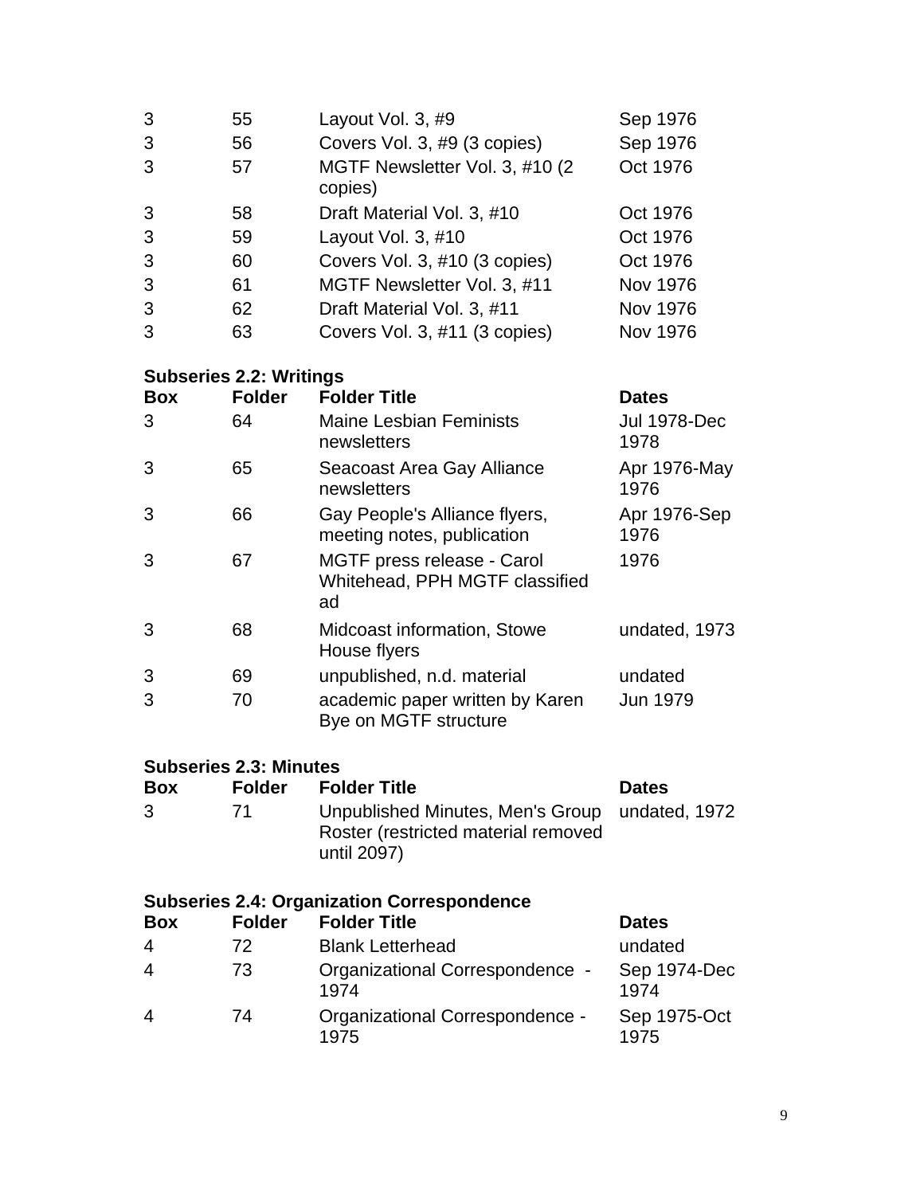| Box | Folder | Folder Title | Dates |
|---|---|---|---|
| 3 | 55 | Layout Vol. 3, #9 | Sep 1976 |
| 3 | 56 | Covers Vol. 3, #9 (3 copies) | Sep 1976 |
| 3 | 57 | MGTF Newsletter Vol. 3, #10 (2 copies) | Oct 1976 |
| 3 | 58 | Draft Material Vol. 3, #10 | Oct 1976 |
| 3 | 59 | Layout Vol. 3, #10 | Oct 1976 |
| 3 | 60 | Covers Vol. 3, #10 (3 copies) | Oct 1976 |
| 3 | 61 | MGTF Newsletter Vol. 3, #11 | Nov 1976 |
| 3 | 62 | Draft Material Vol. 3, #11 | Nov 1976 |
| 3 | 63 | Covers Vol. 3, #11 (3 copies) | Nov 1976 |

**Subseries 2.2: Writings**

| Box | Folder | Folder Title | Dates |
|---|---|---|---|
| 3 | 64 | Maine Lesbian Feminists newsletters | Jul 1978-Dec 1978 |
| 3 | 65 | Seacoast Area Gay Alliance newsletters | Apr 1976-May 1976 |
| 3 | 66 | Gay People's Alliance flyers, meeting notes, publication | Apr 1976-Sep 1976 |
| 3 | 67 | MGTF press release - Carol Whitehead, PPH MGTF classified ad | 1976 |
| 3 | 68 | Midcoast information, Stowe House flyers | undated, 1973 |
| 3 | 69 | unpublished, n.d. material | undated |
| 3 | 70 | academic paper written by Karen Bye on MGTF structure | Jun 1979 |

**Subseries 2.3: Minutes**

| Box | Folder | Folder Title | Dates |
|---|---|---|---|
| 3 | 71 | Unpublished Minutes, Men's Group Roster (restricted material removed until 2097) | undated, 1972 |

**Subseries 2.4: Organization Correspondence**

| Box | Folder | Folder Title | Dates |
|---|---|---|---|
| 4 | 72 | Blank Letterhead | undated |
| 4 | 73 | Organizational Correspondence - 1974 | Sep 1974-Dec 1974 |
| 4 | 74 | Organizational Correspondence - 1975 | Sep 1975-Oct 1975 |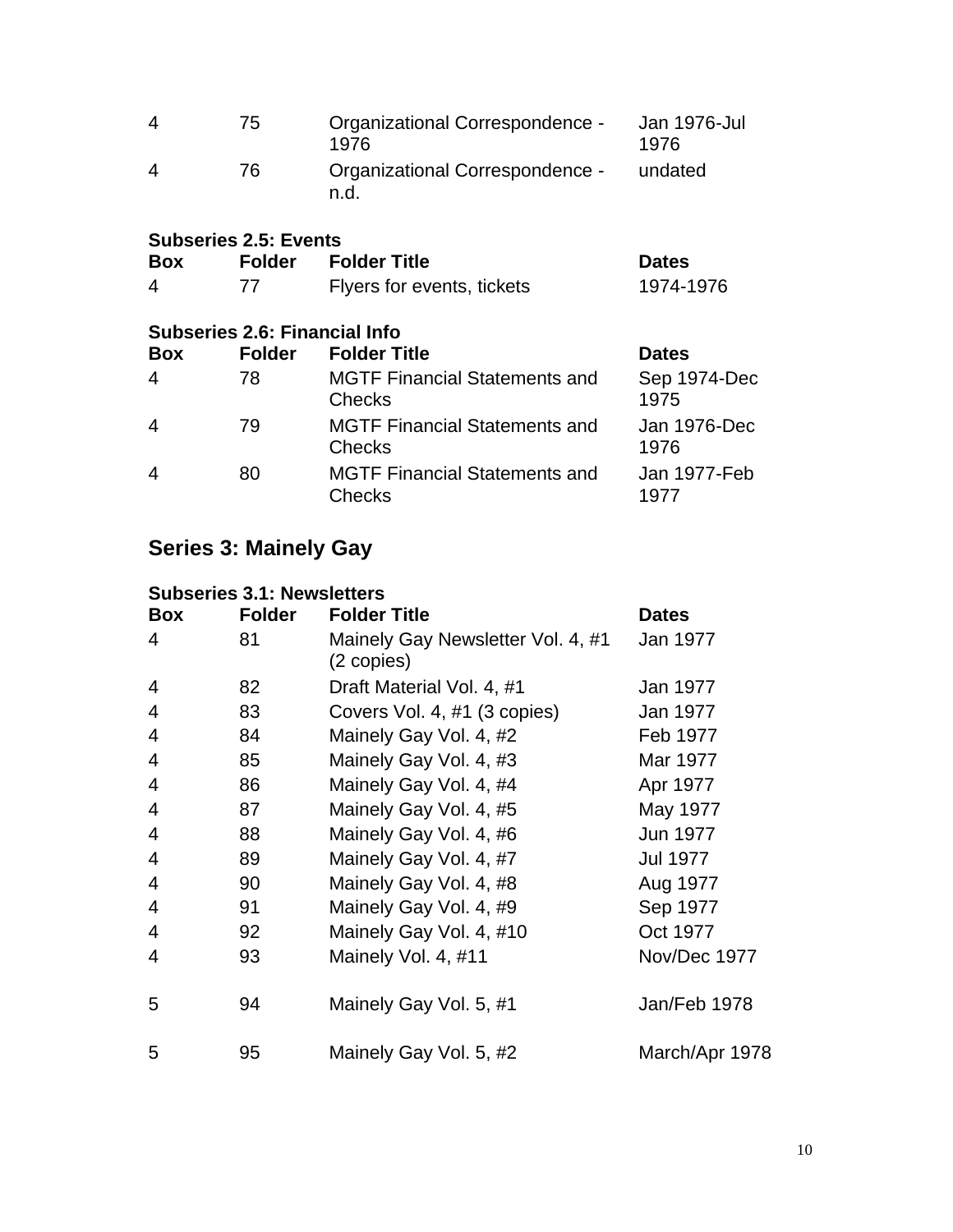| Box | Folder | Folder Title | Dates |
|---|---|---|---|
| 4 | 75 | Organizational Correspondence - 1976 | Jan 1976-Jul 1976 |
| 4 | 76 | Organizational Correspondence - n.d. | undated |

**Subseries 2.5: Events**

| Box | Folder | Folder Title | Dates |
|---|---|---|---|
| 4 | 77 | Flyers for events, tickets | 1974-1976 |

**Subseries 2.6: Financial Info**

| Box | Folder | Folder Title | Dates |
|---|---|---|---|
| 4 | 78 | MGTF Financial Statements and Checks | Sep 1974-Dec 1975 |
| 4 | 79 | MGTF Financial Statements and Checks | Jan 1976-Dec 1976 |
| 4 | 80 | MGTF Financial Statements and Checks | Jan 1977-Feb 1977 |

## Series 3: Mainely Gay

**Subseries 3.1: Newsletters**

| Box | Folder | Folder Title | Dates |
|---|---|---|---|
| 4 | 81 | Mainely Gay Newsletter Vol. 4, #1 (2 copies) | Jan 1977 |
| 4 | 82 | Draft Material Vol. 4, #1 | Jan 1977 |
| 4 | 83 | Covers Vol. 4, #1 (3 copies) | Jan 1977 |
| 4 | 84 | Mainely Gay Vol. 4, #2 | Feb 1977 |
| 4 | 85 | Mainely Gay Vol. 4, #3 | Mar 1977 |
| 4 | 86 | Mainely Gay Vol. 4, #4 | Apr 1977 |
| 4 | 87 | Mainely Gay Vol. 4, #5 | May 1977 |
| 4 | 88 | Mainely Gay Vol. 4, #6 | Jun 1977 |
| 4 | 89 | Mainely Gay Vol. 4, #7 | Jul 1977 |
| 4 | 90 | Mainely Gay Vol. 4, #8 | Aug 1977 |
| 4 | 91 | Mainely Gay Vol. 4, #9 | Sep 1977 |
| 4 | 92 | Mainely Gay Vol. 4, #10 | Oct 1977 |
| 4 | 93 | Mainely Vol. 4, #11 | Nov/Dec 1977 |
| 5 | 94 | Mainely Gay Vol. 5, #1 | Jan/Feb 1978 |
| 5 | 95 | Mainely Gay Vol. 5, #2 | March/Apr 1978 |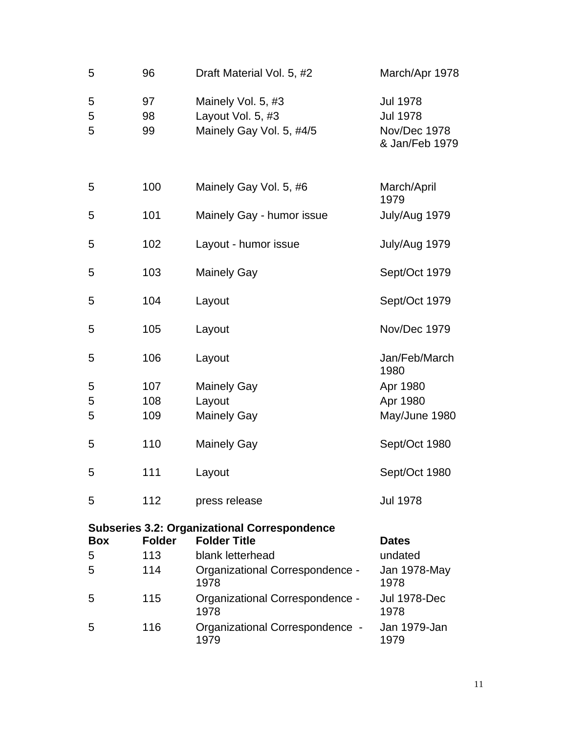| | | | |
|---|---|---|---|
| 5 | 96 | Draft Material Vol. 5, #2 | March/Apr 1978 |
| 5 | 97 | Mainely Vol. 5, #3 | Jul 1978 |
| 5 | 98 | Layout Vol. 5, #3 | Jul 1978 |
| 5 | 99 | Mainely Gay Vol. 5, #4/5 | Nov/Dec 1978 & Jan/Feb 1979 |
| 5 | 100 | Mainely Gay Vol. 5, #6 | March/April 1979 |
| 5 | 101 | Mainely Gay - humor issue | July/Aug 1979 |
| 5 | 102 | Layout - humor issue | July/Aug 1979 |
| 5 | 103 | Mainely Gay | Sept/Oct 1979 |
| 5 | 104 | Layout | Sept/Oct 1979 |
| 5 | 105 | Layout | Nov/Dec 1979 |
| 5 | 106 | Layout | Jan/Feb/March 1980 |
| 5 | 107 | Mainely Gay | Apr 1980 |
| 5 | 108 | Layout | Apr 1980 |
| 5 | 109 | Mainely Gay | May/June 1980 |
| 5 | 110 | Mainely Gay | Sept/Oct 1980 |
| 5 | 111 | Layout | Sept/Oct 1980 |
| 5 | 112 | press release | Jul 1978 |

**Subseries 3.2: Organizational Correspondence**

| Box | Folder | Folder Title | Dates |
|---|---|---|---|
| 5 | 113 | blank letterhead | undated |
| 5 | 114 | Organizational Correspondence - 1978 | Jan 1978-May 1978 |
| 5 | 115 | Organizational Correspondence - 1978 | Jul 1978-Dec 1978 |
| 5 | 116 | Organizational Correspondence - 1979 | Jan 1979-Jan 1979 |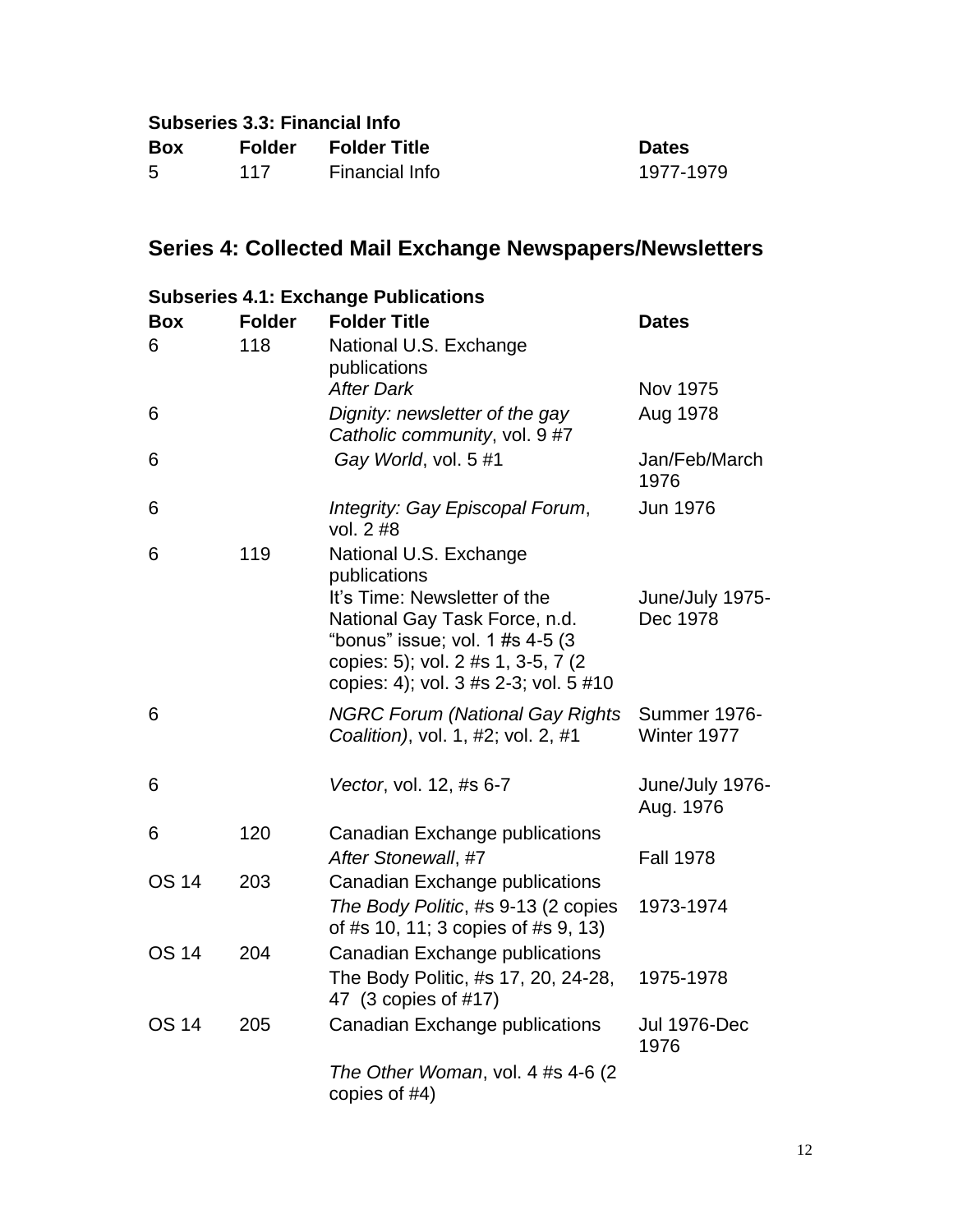**Subseries 3.3: Financial Info**

| Box | Folder | Folder Title | Dates |
|---|---|---|---|
| 5 | 117 | Financial Info | 1977-1979 |

## Series 4: Collected Mail Exchange Newspapers/Newsletters

**Subseries 4.1: Exchange Publications**

| Box | Folder | Folder Title | Dates |
|---|---|---|---|
| 6 | 118 | National U.S. Exchange publications<br>*After Dark* | Nov 1975 |
| 6 | | *Dignity: newsletter of the gay Catholic community*, vol. 9 #7 | Aug 1978 |
| 6 | | *Gay World*, vol. 5 #1 | Jan/Feb/March 1976 |
| 6 | | *Integrity: Gay Episcopal Forum*, vol. 2 #8 | Jun 1976 |
| 6 | 119 | National U.S. Exchange publications<br>It's Time: Newsletter of the National Gay Task Force, n.d. "bonus" issue; vol. 1 #s 4-5 (3 copies: 5); vol. 2 #s 1, 3-5, 7 (2 copies: 4); vol. 3 #s 2-3; vol. 5 #10 | June/July 1975-Dec 1978 |
| 6 | | *NGRC Forum (National Gay Rights Coalition)*, vol. 1, #2; vol. 2, #1 | Summer 1976-Winter 1977 |
| 6 | | *Vector*, vol. 12, #s 6-7 | June/July 1976-Aug. 1976 |
| 6 | 120 | Canadian Exchange publications<br>*After Stonewall*, #7 | Fall 1978 |
| OS 14 | 203 | Canadian Exchange publications<br>*The Body Politic*, #s 9-13 (2 copies of #s 10, 11; 3 copies of #s 9, 13) | 1973-1974 |
| OS 14 | 204 | Canadian Exchange publications<br>The Body Politic, #s 17, 20, 24-28, 47 (3 copies of #17) | 1975-1978 |
| OS 14 | 205 | Canadian Exchange publications<br>*The Other Woman*, vol. 4 #s 4-6 (2 copies of #4) | Jul 1976-Dec 1976 |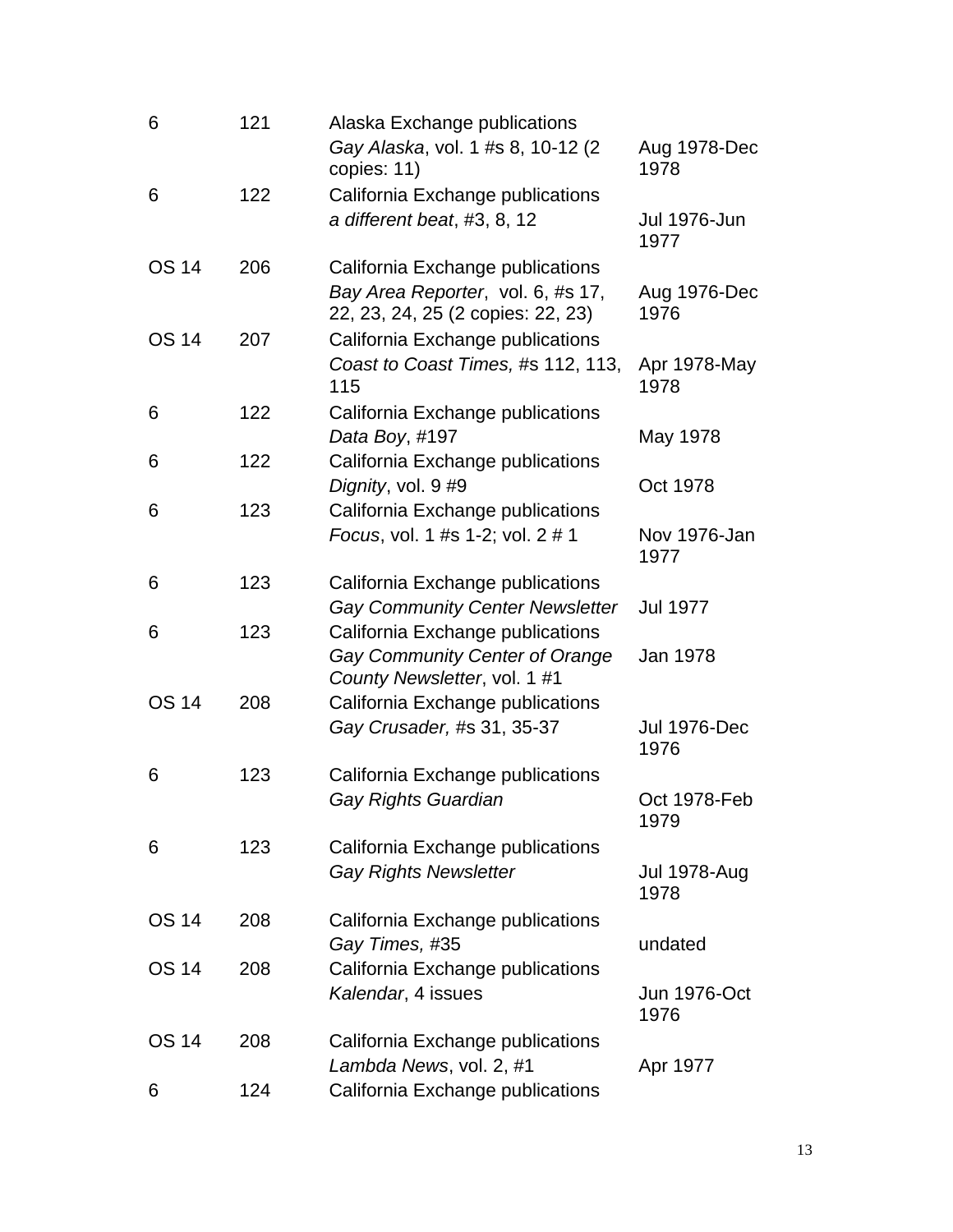| | | | |
|---|---|---|---|
| 6 | 121 | Alaska Exchange publications<br>*Gay Alaska*, vol. 1 #s 8, 10-12 (2 copies: 11) | Aug 1978-Dec 1978 |
| 6 | 122 | California Exchange publications<br>*a different beat*, #3, 8, 12 | Jul 1976-Jun 1977 |
| OS 14 | 206 | California Exchange publications<br>*Bay Area Reporter*, vol. 6, #s 17, 22, 23, 24, 25 (2 copies: 22, 23) | Aug 1976-Dec 1976 |
| OS 14 | 207 | California Exchange publications<br>*Coast to Coast Times,* #s 112, 113, 115 | Apr 1978-May 1978 |
| 6 | 122 | California Exchange publications<br>*Data Boy*, #197 | May 1978 |
| 6 | 122 | California Exchange publications<br>*Dignity*, vol. 9 #9 | Oct 1978 |
| 6 | 123 | California Exchange publications<br>*Focus*, vol. 1 #s 1-2; vol. 2 # 1 | Nov 1976-Jan 1977 |
| 6 | 123 | California Exchange publications<br>*Gay Community Center Newsletter* | Jul 1977 |
| 6 | 123 | California Exchange publications<br>*Gay Community Center of Orange County Newsletter*, vol. 1 #1 | Jan 1978 |
| OS 14 | 208 | California Exchange publications<br>*Gay Crusader,* #s 31, 35-37 | Jul 1976-Dec 1976 |
| 6 | 123 | California Exchange publications<br>*Gay Rights Guardian* | Oct 1978-Feb 1979 |
| 6 | 123 | California Exchange publications<br>*Gay Rights Newsletter* | Jul 1978-Aug 1978 |
| OS 14 | 208 | California Exchange publications<br>*Gay Times,* #35 | undated |
| OS 14 | 208 | California Exchange publications<br>*Kalendar*, 4 issues | Jun 1976-Oct 1976 |
| OS 14 | 208 | California Exchange publications<br>*Lambda News*, vol. 2, #1 | Apr 1977 |
| 6 | 124 | California Exchange publications | |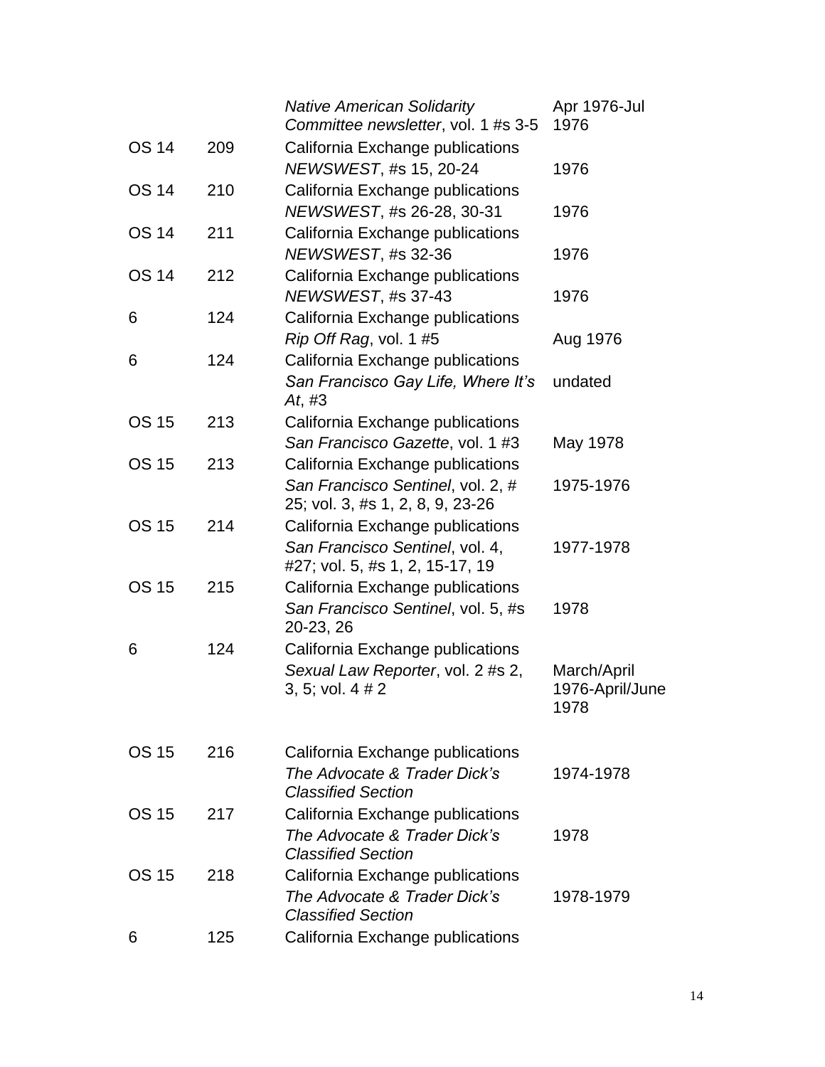| | | | |
|---|---|---|---|
| | | *Native American Solidarity Committee newsletter*, vol. 1 #s 3-5 | Apr 1976-Jul 1976 |
| OS 14 | 209 | California Exchange publications<br>*NEWSWEST*, #s 15, 20-24 | 1976 |
| OS 14 | 210 | California Exchange publications<br>*NEWSWEST*, #s 26-28, 30-31 | 1976 |
| OS 14 | 211 | California Exchange publications<br>*NEWSWEST*, #s 32-36 | 1976 |
| OS 14 | 212 | California Exchange publications<br>*NEWSWEST*, #s 37-43 | 1976 |
| 6 | 124 | California Exchange publications<br>*Rip Off Rag*, vol. 1 #5 | Aug 1976 |
| 6 | 124 | California Exchange publications<br>*San Francisco Gay Life, Where It's At*, #3 | undated |
| OS 15 | 213 | California Exchange publications<br>*San Francisco Gazette*, vol. 1 #3 | May 1978 |
| OS 15 | 213 | California Exchange publications<br>*San Francisco Sentinel*, vol. 2, # 25; vol. 3, #s 1, 2, 8, 9, 23-26 | 1975-1976 |
| OS 15 | 214 | California Exchange publications<br>*San Francisco Sentinel*, vol. 4, #27; vol. 5, #s 1, 2, 15-17, 19 | 1977-1978 |
| OS 15 | 215 | California Exchange publications<br>*San Francisco Sentinel*, vol. 5, #s 20-23, 26 | 1978 |
| 6 | 124 | California Exchange publications<br>*Sexual Law Reporter*, vol. 2 #s 2, 3, 5; vol. 4 # 2 | March/April 1976-April/June 1978 |
| OS 15 | 216 | California Exchange publications<br>*The Advocate & Trader Dick's Classified Section* | 1974-1978 |
| OS 15 | 217 | California Exchange publications<br>*The Advocate & Trader Dick's Classified Section* | 1978 |
| OS 15 | 218 | California Exchange publications<br>*The Advocate & Trader Dick's Classified Section* | 1978-1979 |
| 6 | 125 | California Exchange publications | |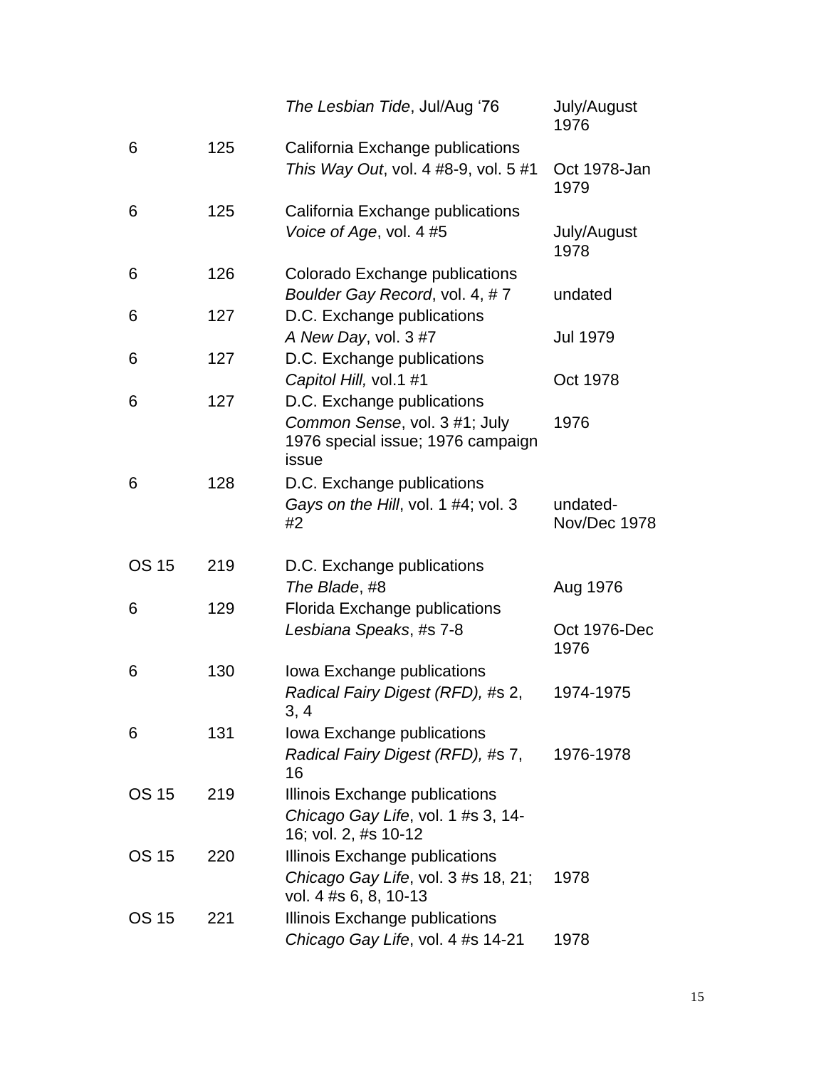| | | | |
|---|---|---|---|
| | | *The Lesbian Tide*, Jul/Aug '76 | July/August 1976 |
| 6 | 125 | California Exchange publications<br>*This Way Out*, vol. 4 #8-9, vol. 5 #1 | Oct 1978-Jan 1979 |
| 6 | 125 | California Exchange publications<br>*Voice of Age*, vol. 4 #5 | July/August 1978 |
| 6 | 126 | Colorado Exchange publications<br>*Boulder Gay Record*, vol. 4, # 7 | undated |
| 6 | 127 | D.C. Exchange publications<br>*A New Day*, vol. 3 #7 | Jul 1979 |
| 6 | 127 | D.C. Exchange publications<br>*Capitol Hill,* vol.1 #1 | Oct 1978 |
| 6 | 127 | D.C. Exchange publications<br>*Common Sense*, vol. 3 #1; July 1976 special issue; 1976 campaign issue | 1976 |
| 6 | 128 | D.C. Exchange publications<br>*Gays on the Hill*, vol. 1 #4; vol. 3 #2 | undated-Nov/Dec 1978 |
| OS 15 | 219 | D.C. Exchange publications<br>*The Blade*, #8 | Aug 1976 |
| 6 | 129 | Florida Exchange publications<br>*Lesbiana Speaks*, #s 7-8 | Oct 1976-Dec 1976 |
| 6 | 130 | Iowa Exchange publications<br>*Radical Fairy Digest (RFD),* #s 2, 3, 4 | 1974-1975 |
| 6 | 131 | Iowa Exchange publications<br>*Radical Fairy Digest (RFD),* #s 7, 16 | 1976-1978 |
| OS 15 | 219 | Illinois Exchange publications<br>*Chicago Gay Life*, vol. 1 #s 3, 14-16; vol. 2, #s 10-12 | |
| OS 15 | 220 | Illinois Exchange publications<br>*Chicago Gay Life*, vol. 3 #s 18, 21; vol. 4 #s 6, 8, 10-13 | 1978 |
| OS 15 | 221 | Illinois Exchange publications<br>*Chicago Gay Life*, vol. 4 #s 14-21 | 1978 |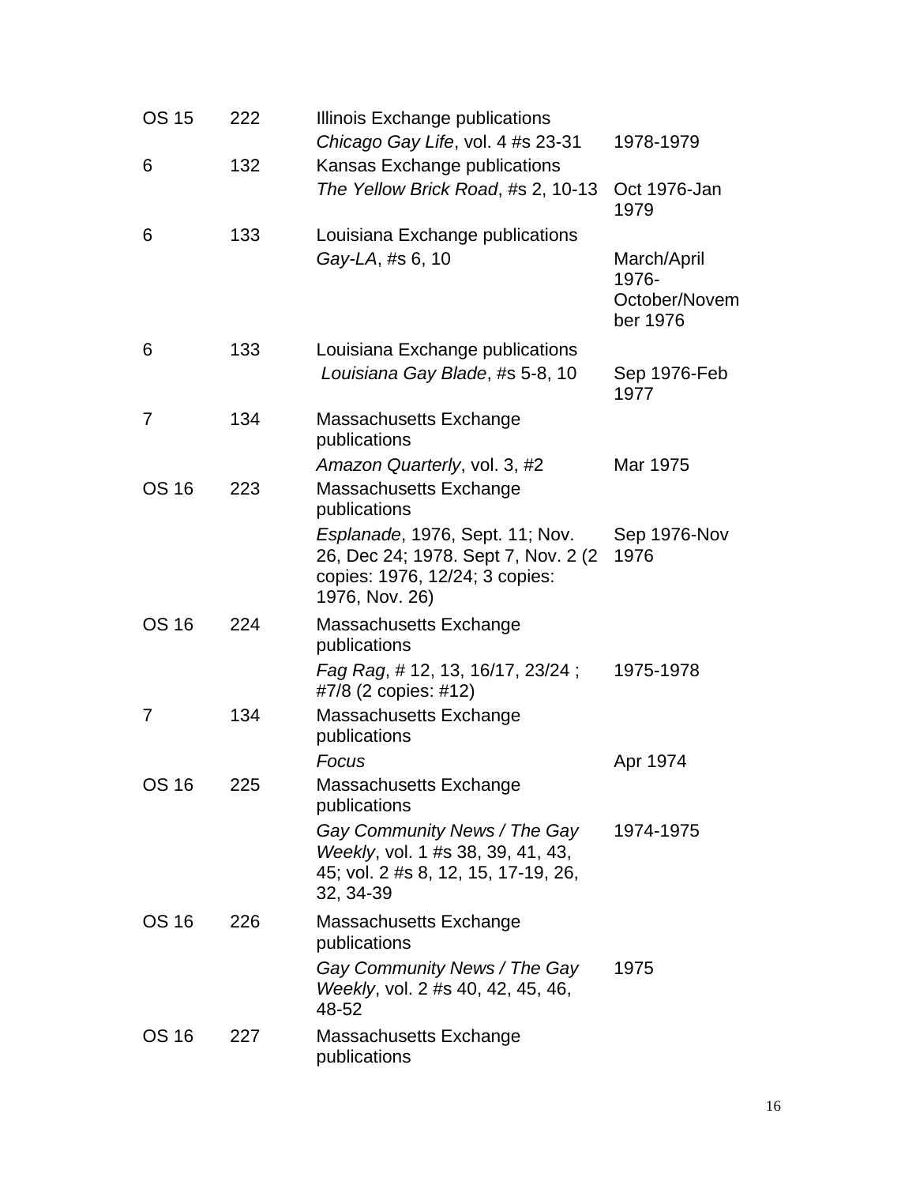| | | | |
|---|---|---|---|
| OS 15 | 222 | Illinois Exchange publications<br>*Chicago Gay Life*, vol. 4 #s 23-31 | 1978-1979 |
| 6 | 132 | Kansas Exchange publications<br>*The Yellow Brick Road*, #s 2, 10-13 | Oct 1976-Jan 1979 |
| 6 | 133 | Louisiana Exchange publications<br>*Gay-LA*, #s 6, 10 | March/April 1976-October/November 1976 |
| 6 | 133 | Louisiana Exchange publications<br>*Louisiana Gay Blade*, #s 5-8, 10 | Sep 1976-Feb 1977 |
| 7 | 134 | Massachusetts Exchange publications<br>*Amazon Quarterly*, vol. 3, #2 | Mar 1975 |
| OS 16 | 223 | Massachusetts Exchange publications<br>*Esplanade*, 1976, Sept. 11; Nov. 26, Dec 24; 1978. Sept 7, Nov. 2 (2 copies: 1976, 12/24; 3 copies: 1976, Nov. 26) | Sep 1976-Nov 1976 |
| OS 16 | 224 | Massachusetts Exchange publications<br>*Fag Rag*, # 12, 13, 16/17, 23/24 ; #7/8 (2 copies: #12) | 1975-1978 |
| 7 | 134 | Massachusetts Exchange publications<br>*Focus* | Apr 1974 |
| OS 16 | 225 | Massachusetts Exchange publications<br>*Gay Community News / The Gay Weekly*, vol. 1 #s 38, 39, 41, 43, 45; vol. 2 #s 8, 12, 15, 17-19, 26, 32, 34-39 | 1974-1975 |
| OS 16 | 226 | Massachusetts Exchange publications<br>*Gay Community News / The Gay Weekly*, vol. 2 #s 40, 42, 45, 46, 48-52 | 1975 |
| OS 16 | 227 | Massachusetts Exchange publications | |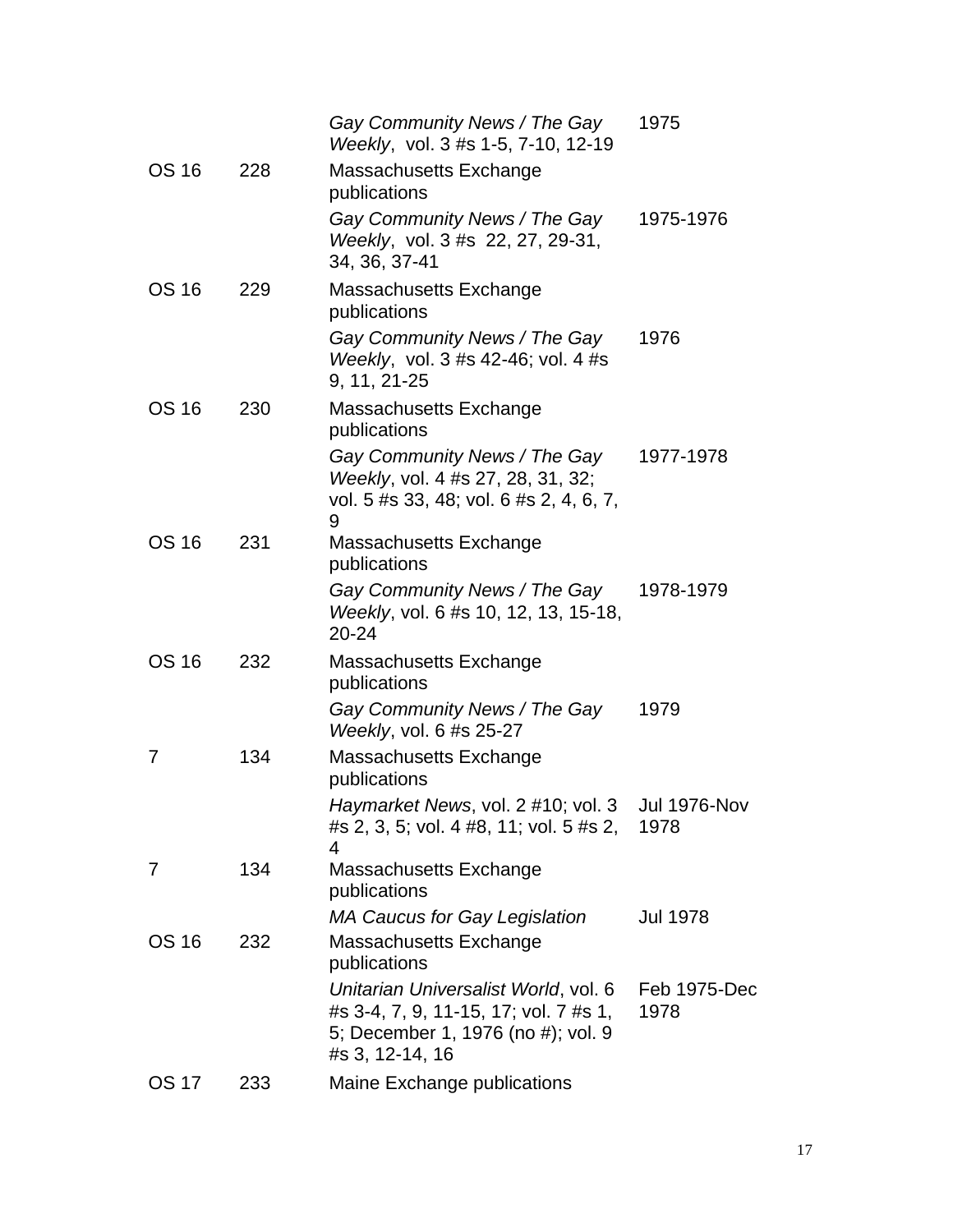| | | | |
|---|---|---|---|
| | | *Gay Community News / The Gay Weekly*, vol. 3 #s 1-5, 7-10, 12-19 | 1975 |
| OS 16 | 228 | Massachusetts Exchange publications | |
| | | *Gay Community News / The Gay Weekly*, vol. 3 #s 22, 27, 29-31, 34, 36, 37-41 | 1975-1976 |
| OS 16 | 229 | Massachusetts Exchange publications | |
| | | *Gay Community News / The Gay Weekly*, vol. 3 #s 42-46; vol. 4 #s 9, 11, 21-25 | 1976 |
| OS 16 | 230 | Massachusetts Exchange publications | |
| | | *Gay Community News / The Gay Weekly*, vol. 4 #s 27, 28, 31, 32; vol. 5 #s 33, 48; vol. 6 #s 2, 4, 6, 7, 9 | 1977-1978 |
| OS 16 | 231 | Massachusetts Exchange publications | |
| | | *Gay Community News / The Gay Weekly*, vol. 6 #s 10, 12, 13, 15-18, 20-24 | 1978-1979 |
| OS 16 | 232 | Massachusetts Exchange publications | |
| | | *Gay Community News / The Gay Weekly*, vol. 6 #s 25-27 | 1979 |
| 7 | 134 | Massachusetts Exchange publications | |
| | | *Haymarket News*, vol. 2 #10; vol. 3 #s 2, 3, 5; vol. 4 #8, 11; vol. 5 #s 2, 4 | Jul 1976-Nov 1978 |
| 7 | 134 | Massachusetts Exchange publications | |
| | | *MA Caucus for Gay Legislation* | Jul 1978 |
| OS 16 | 232 | Massachusetts Exchange publications | |
| | | *Unitarian Universalist World*, vol. 6 #s 3-4, 7, 9, 11-15, 17; vol. 7 #s 1, 5; December 1, 1976 (no #); vol. 9 #s 3, 12-14, 16 | Feb 1975-Dec 1978 |
| OS 17 | 233 | Maine Exchange publications | |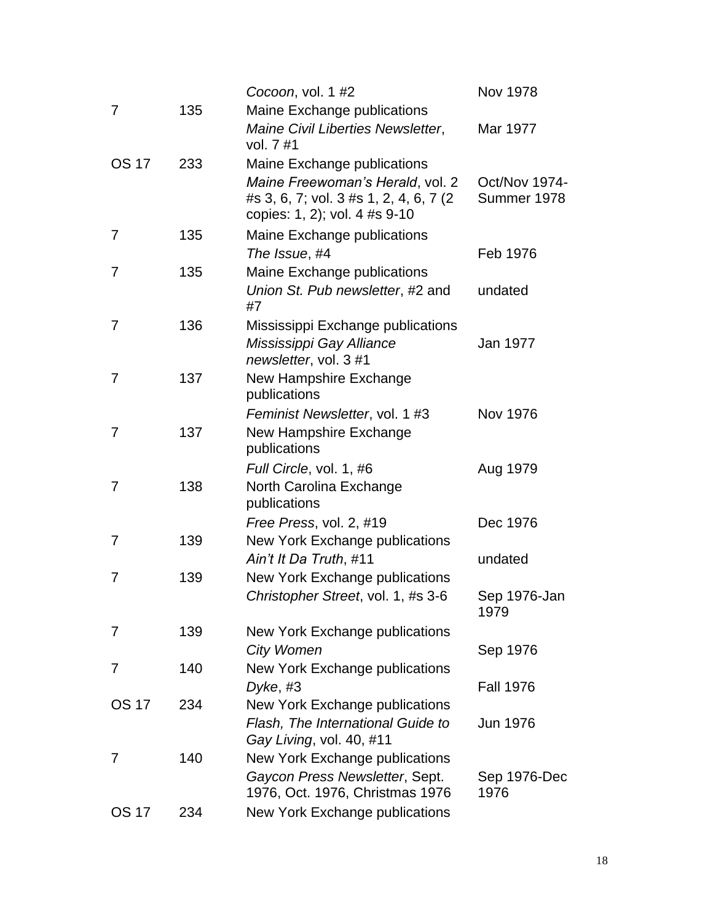| | | | |
|---|---|---|---|
| | | *Cocoon*, vol. 1 #2 | Nov 1978 |
| 7 | 135 | Maine Exchange publications | |
| | | *Maine Civil Liberties Newsletter*, vol. 7 #1 | Mar 1977 |
| OS 17 | 233 | Maine Exchange publications | |
| | | *Maine Freewoman's Herald*, vol. 2 #s 3, 6, 7; vol. 3 #s 1, 2, 4, 6, 7 (2 copies: 1, 2); vol. 4 #s 9-10 | Oct/Nov 1974-Summer 1978 |
| 7 | 135 | Maine Exchange publications | |
| | | *The Issue*, #4 | Feb 1976 |
| 7 | 135 | Maine Exchange publications | |
| | | *Union St. Pub newsletter*, #2 and #7 | undated |
| 7 | 136 | Mississippi Exchange publications | |
| | | *Mississippi Gay Alliance newsletter*, vol. 3 #1 | Jan 1977 |
| 7 | 137 | New Hampshire Exchange publications | |
| | | *Feminist Newsletter*, vol. 1 #3 | Nov 1976 |
| 7 | 137 | New Hampshire Exchange publications | |
| | | *Full Circle*, vol. 1, #6 | Aug 1979 |
| 7 | 138 | North Carolina Exchange publications | |
| | | *Free Press*, vol. 2, #19 | Dec 1976 |
| 7 | 139 | New York Exchange publications | |
| | | *Ain't It Da Truth*, #11 | undated |
| 7 | 139 | New York Exchange publications | |
| | | *Christopher Street*, vol. 1, #s 3-6 | Sep 1976-Jan 1979 |
| 7 | 139 | New York Exchange publications | |
| | | *City Women* | Sep 1976 |
| 7 | 140 | New York Exchange publications | |
| | | *Dyke*, #3 | Fall 1976 |
| OS 17 | 234 | New York Exchange publications | |
| | | *Flash, The International Guide to Gay Living*, vol. 40, #11 | Jun 1976 |
| 7 | 140 | New York Exchange publications | |
| | | *Gaycon Press Newsletter*, Sept. 1976, Oct. 1976, Christmas 1976 | Sep 1976-Dec 1976 |
| OS 17 | 234 | New York Exchange publications | |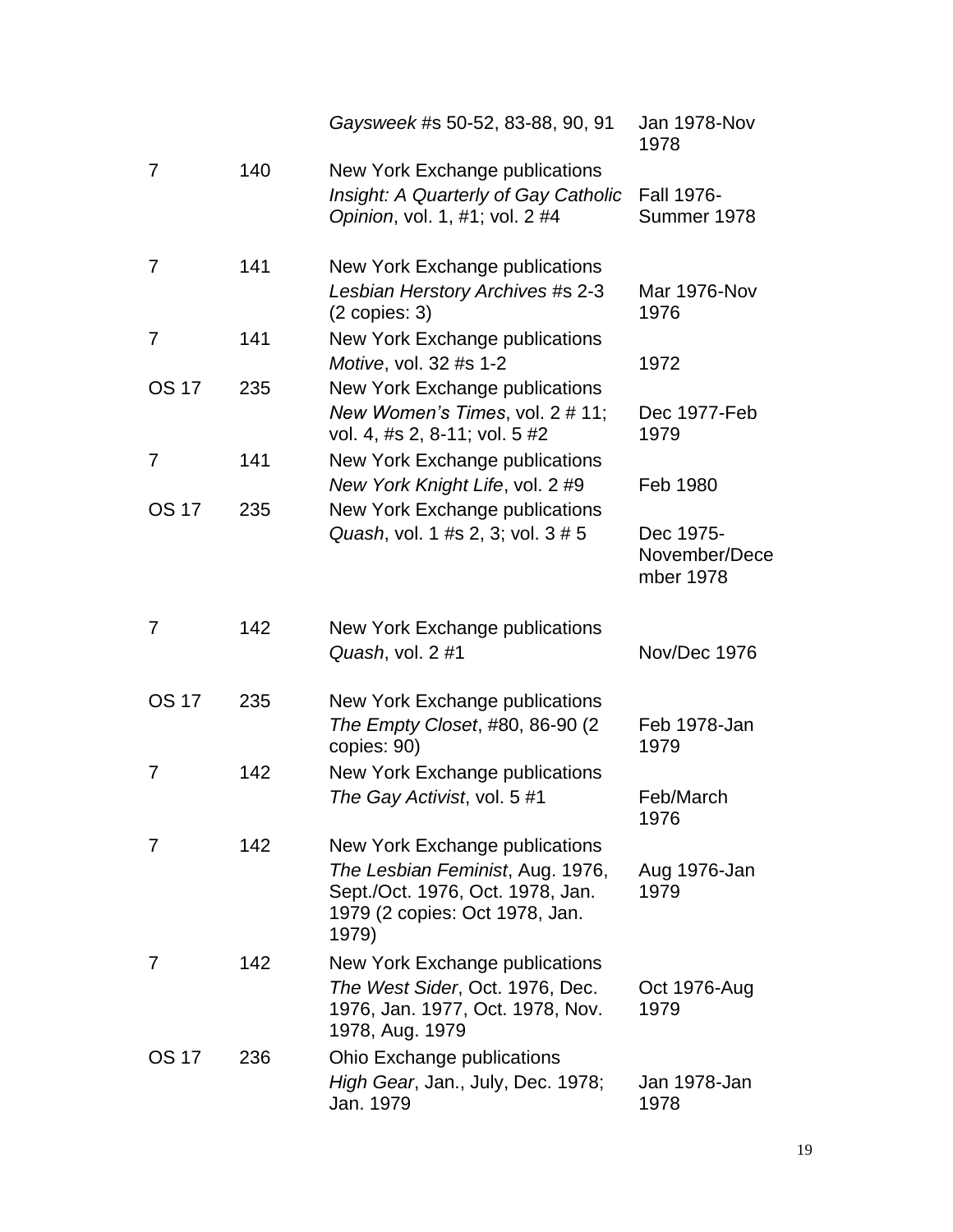| | | | |
|---|---|---|---|
| | | *Gaysweek* #s 50-52, 83-88, 90, 91 | Jan 1978-Nov 1978 |
| 7 | 140 | New York Exchange publications<br>*Insight: A Quarterly of Gay Catholic Opinion*, vol. 1, #1; vol. 2 #4 | Fall 1976-Summer 1978 |
| 7 | 141 | New York Exchange publications<br>*Lesbian Herstory Archives* #s 2-3 (2 copies: 3) | Mar 1976-Nov 1976 |
| 7 | 141 | New York Exchange publications<br>*Motive*, vol. 32 #s 1-2 | 1972 |
| OS 17 | 235 | New York Exchange publications<br>*New Women's Times*, vol. 2 # 11; vol. 4, #s 2, 8-11; vol. 5 #2 | Dec 1977-Feb 1979 |
| 7 | 141 | New York Exchange publications<br>*New York Knight Life*, vol. 2 #9 | Feb 1980 |
| OS 17 | 235 | New York Exchange publications<br>*Quash*, vol. 1 #s 2, 3; vol. 3 # 5 | Dec 1975-November/December 1978 |
| 7 | 142 | New York Exchange publications<br>*Quash*, vol. 2 #1 | Nov/Dec 1976 |
| OS 17 | 235 | New York Exchange publications<br>*The Empty Closet*, #80, 86-90 (2 copies: 90) | Feb 1978-Jan 1979 |
| 7 | 142 | New York Exchange publications<br>*The Gay Activist*, vol. 5 #1 | Feb/March 1976 |
| 7 | 142 | New York Exchange publications<br>*The Lesbian Feminist*, Aug. 1976, Sept./Oct. 1976, Oct. 1978, Jan. 1979 (2 copies: Oct 1978, Jan. 1979) | Aug 1976-Jan 1979 |
| 7 | 142 | New York Exchange publications<br>*The West Sider*, Oct. 1976, Dec. 1976, Jan. 1977, Oct. 1978, Nov. 1978, Aug. 1979 | Oct 1976-Aug 1979 |
| OS 17 | 236 | Ohio Exchange publications<br>*High Gear*, Jan., July, Dec. 1978; Jan. 1979 | Jan 1978-Jan 1978 |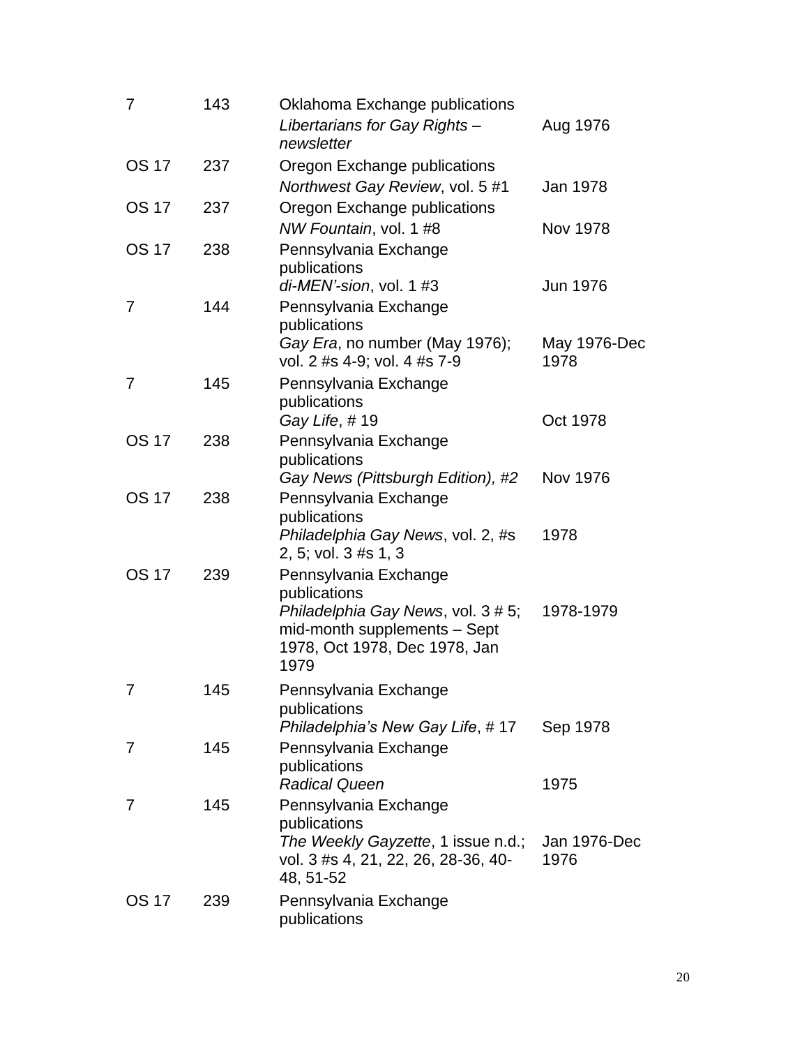| | | | |
|---|---|---|---|
| 7 | 143 | Oklahoma Exchange publications<br>*Libertarians for Gay Rights – newsletter* | Aug 1976 |
| OS 17 | 237 | Oregon Exchange publications<br>*Northwest Gay Review*, vol. 5 #1 | Jan 1978 |
| OS 17 | 237 | Oregon Exchange publications<br>*NW Fountain*, vol. 1 #8 | Nov 1978 |
| OS 17 | 238 | Pennsylvania Exchange publications<br>*di-MEN'-sion*, vol. 1 #3 | Jun 1976 |
| 7 | 144 | Pennsylvania Exchange publications<br>*Gay Era*, no number (May 1976); vol. 2 #s 4-9; vol. 4 #s 7-9 | May 1976-Dec 1978 |
| 7 | 145 | Pennsylvania Exchange publications<br>*Gay Life*, # 19 | Oct 1978 |
| OS 17 | 238 | Pennsylvania Exchange publications<br>*Gay News (Pittsburgh Edition), #2* | Nov 1976 |
| OS 17 | 238 | Pennsylvania Exchange publications<br>*Philadelphia Gay News*, vol. 2, #s 2, 5; vol. 3 #s 1, 3 | 1978 |
| OS 17 | 239 | Pennsylvania Exchange publications<br>*Philadelphia Gay News*, vol. 3 # 5; mid-month supplements – Sept 1978, Oct 1978, Dec 1978, Jan 1979 | 1978-1979 |
| 7 | 145 | Pennsylvania Exchange publications<br>*Philadelphia's New Gay Life*, # 17 | Sep 1978 |
| 7 | 145 | Pennsylvania Exchange publications<br>*Radical Queen* | 1975 |
| 7 | 145 | Pennsylvania Exchange publications<br>*The Weekly Gayzette*, 1 issue n.d.; vol. 3 #s 4, 21, 22, 26, 28-36, 40-48, 51-52 | Jan 1976-Dec 1976 |
| OS 17 | 239 | Pennsylvania Exchange publications | |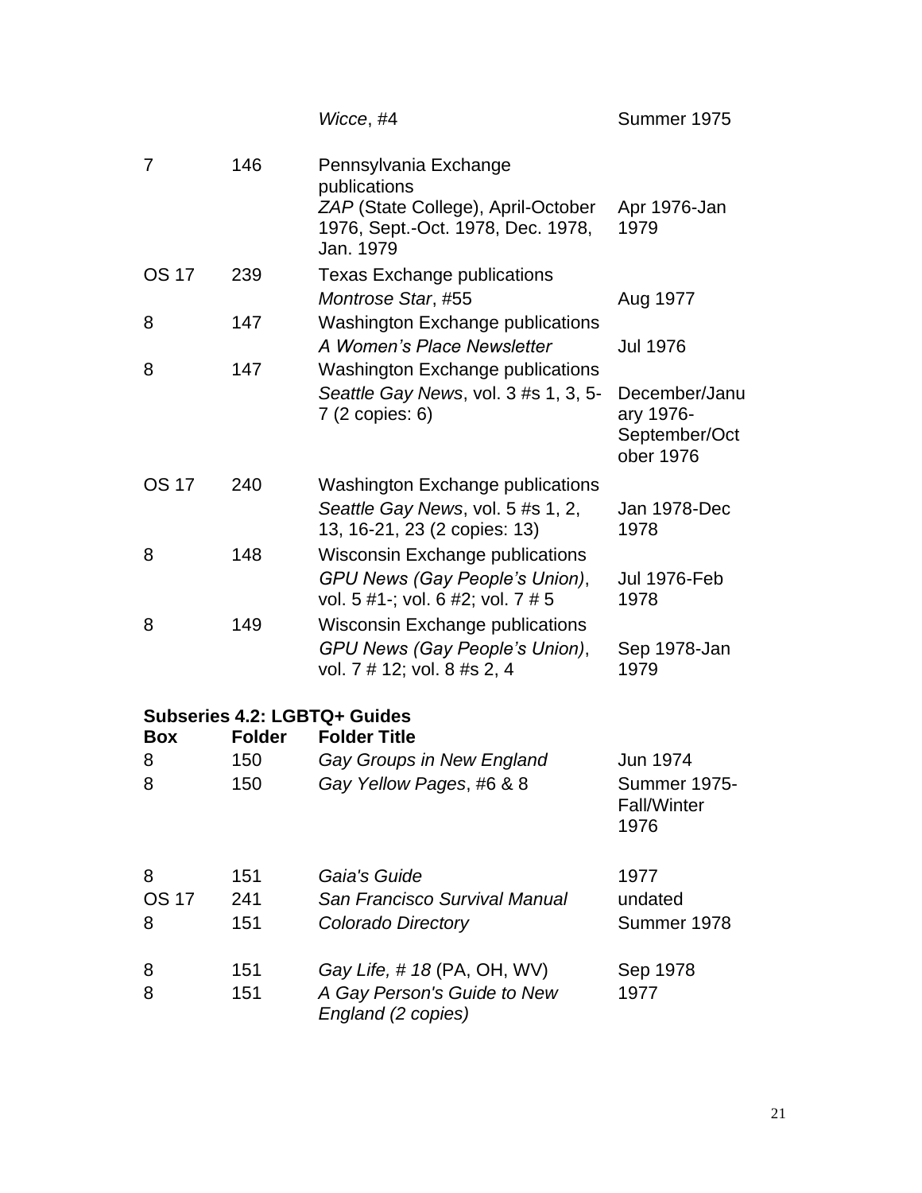| | | | |
|---|---|---|---|
| | | *Wicce*, #4 | Summer 1975 |
| 7 | 146 | Pennsylvania Exchange publications<br>*ZAP* (State College), April-October 1976, Sept.-Oct. 1978, Dec. 1978, Jan. 1979 | Apr 1976-Jan 1979 |
| OS 17 | 239 | Texas Exchange publications<br>*Montrose Star*, #55 | Aug 1977 |
| 8 | 147 | Washington Exchange publications<br>*A Women's Place Newsletter* | Jul 1976 |
| 8 | 147 | Washington Exchange publications<br>*Seattle Gay News*, vol. 3 #s 1, 3, 5-7 (2 copies: 6) | December/January 1976-September/October 1976 |
| OS 17 | 240 | Washington Exchange publications<br>*Seattle Gay News*, vol. 5 #s 1, 2, 13, 16-21, 23 (2 copies: 13) | Jan 1978-Dec 1978 |
| 8 | 148 | Wisconsin Exchange publications<br>*GPU News (Gay People's Union)*, vol. 5 #1-; vol. 6 #2; vol. 7 # 5 | Jul 1976-Feb 1978 |
| 8 | 149 | Wisconsin Exchange publications<br>*GPU News (Gay People's Union)*, vol. 7 # 12; vol. 8 #s 2, 4 | Sep 1978-Jan 1979 |

**Subseries 4.2: LGBTQ+ Guides**

| **Box** | **Folder** | **Folder Title** | |
|---|---|---|---|
| 8 | 150 | *Gay Groups in New England* | Jun 1974 |
| 8 | 150 | *Gay Yellow Pages*, #6 & 8 | Summer 1975-Fall/Winter 1976 |
| 8 | 151 | *Gaia's Guide* | 1977 |
| OS 17 | 241 | *San Francisco Survival Manual* | undated |
| 8 | 151 | *Colorado Directory* | Summer 1978 |
| 8 | 151 | *Gay Life, # 18* (PA, OH, WV) | Sep 1978 |
| 8 | 151 | *A Gay Person's Guide to New England (2 copies)* | 1977 |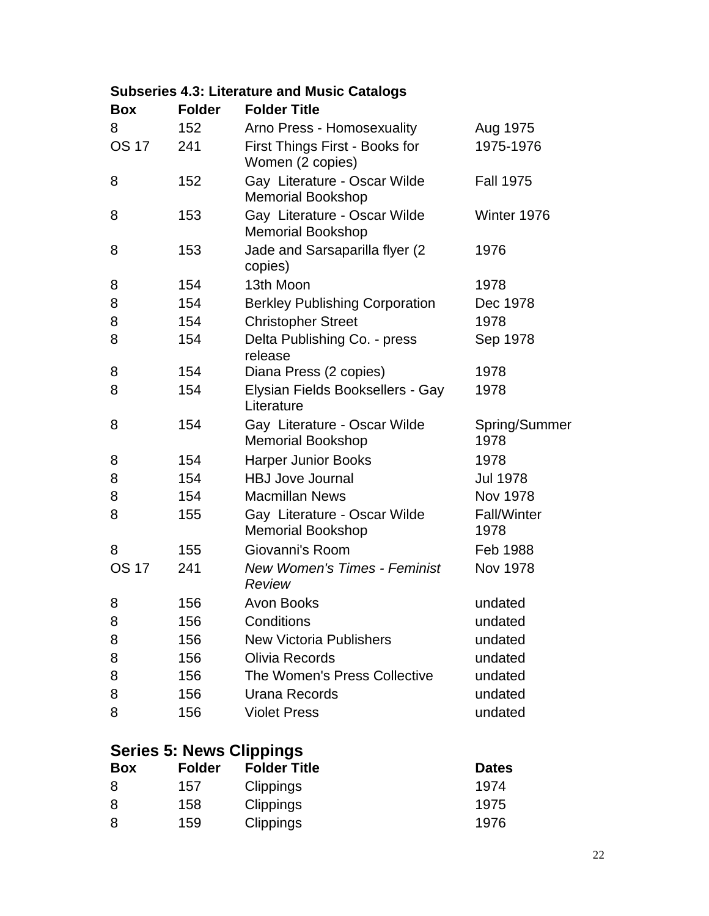### Subseries 4.3: Literature and Music Catalogs

| Box | Folder | Folder Title | |
|---|---|---|---|
| 8 | 152 | Arno Press - Homosexuality | Aug 1975 |
| OS 17 | 241 | First Things First - Books for Women (2 copies) | 1975-1976 |
| 8 | 152 | Gay Literature - Oscar Wilde Memorial Bookshop | Fall 1975 |
| 8 | 153 | Gay Literature - Oscar Wilde Memorial Bookshop | Winter 1976 |
| 8 | 153 | Jade and Sarsaparilla flyer (2 copies) | 1976 |
| 8 | 154 | 13th Moon | 1978 |
| 8 | 154 | Berkley Publishing Corporation | Dec 1978 |
| 8 | 154 | Christopher Street | 1978 |
| 8 | 154 | Delta Publishing Co. - press release | Sep 1978 |
| 8 | 154 | Diana Press (2 copies) | 1978 |
| 8 | 154 | Elysian Fields Booksellers - Gay Literature | 1978 |
| 8 | 154 | Gay Literature - Oscar Wilde Memorial Bookshop | Spring/Summer 1978 |
| 8 | 154 | Harper Junior Books | 1978 |
| 8 | 154 | HBJ Jove Journal | Jul 1978 |
| 8 | 154 | Macmillan News | Nov 1978 |
| 8 | 155 | Gay Literature - Oscar Wilde Memorial Bookshop | Fall/Winter 1978 |
| 8 | 155 | Giovanni's Room | Feb 1988 |
| OS 17 | 241 | *New Women's Times - Feminist Review* | Nov 1978 |
| 8 | 156 | Avon Books | undated |
| 8 | 156 | Conditions | undated |
| 8 | 156 | New Victoria Publishers | undated |
| 8 | 156 | Olivia Records | undated |
| 8 | 156 | The Women's Press Collective | undated |
| 8 | 156 | Urana Records | undated |
| 8 | 156 | Violet Press | undated |

## Series 5: News Clippings

| Box | Folder | Folder Title | Dates |
|---|---|---|---|
| 8 | 157 | Clippings | 1974 |
| 8 | 158 | Clippings | 1975 |
| 8 | 159 | Clippings | 1976 |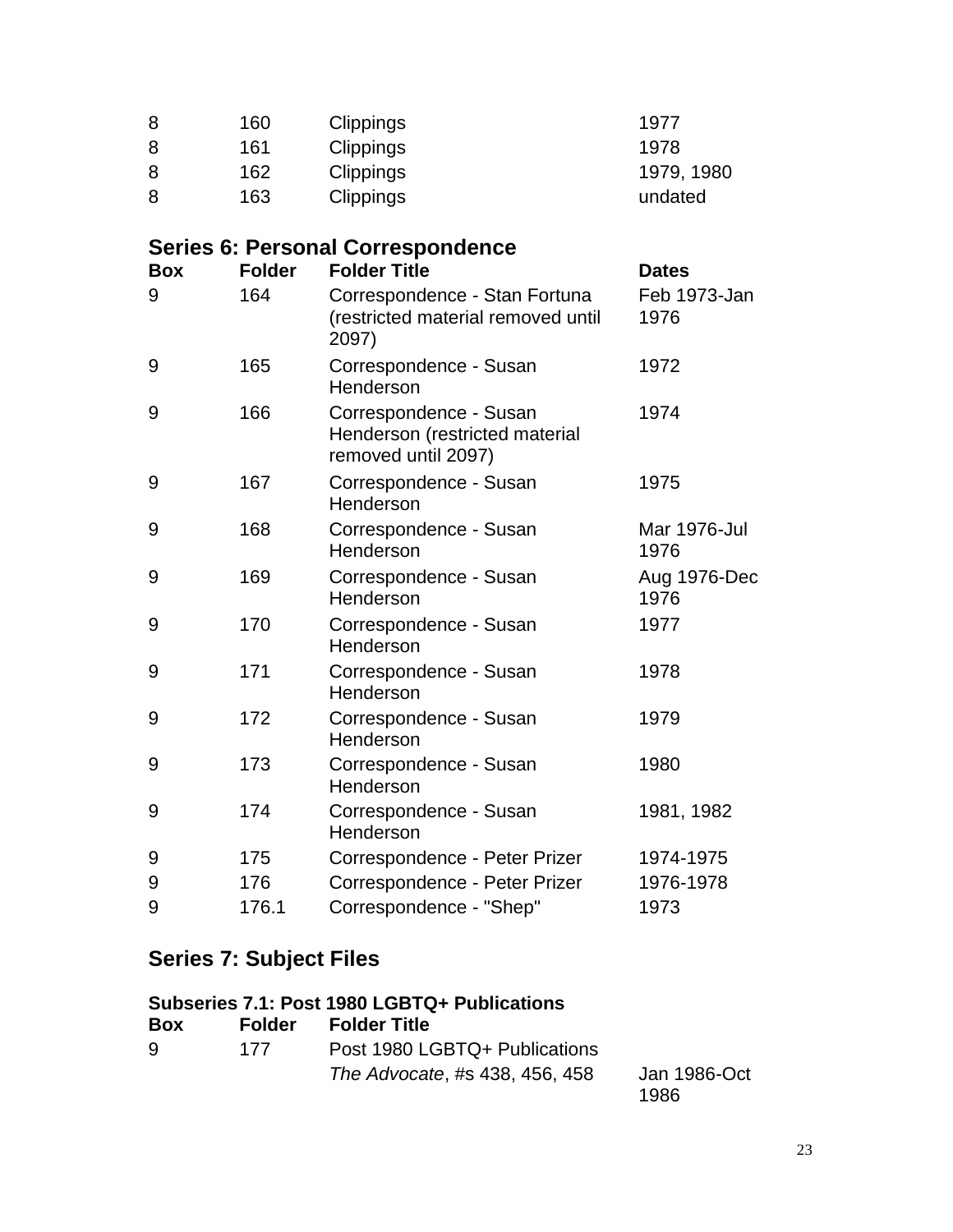| Box | Folder | Folder Title | Dates |
|---|---|---|---|
| 8 | 160 | Clippings | 1977 |
| 8 | 161 | Clippings | 1978 |
| 8 | 162 | Clippings | 1979, 1980 |
| 8 | 163 | Clippings | undated |

## Series 6: Personal Correspondence

| Box | Folder | Folder Title | Dates |
|---|---|---|---|
| 9 | 164 | Correspondence - Stan Fortuna (restricted material removed until 2097) | Feb 1973-Jan 1976 |
| 9 | 165 | Correspondence - Susan Henderson | 1972 |
| 9 | 166 | Correspondence - Susan Henderson (restricted material removed until 2097) | 1974 |
| 9 | 167 | Correspondence - Susan Henderson | 1975 |
| 9 | 168 | Correspondence - Susan Henderson | Mar 1976-Jul 1976 |
| 9 | 169 | Correspondence - Susan Henderson | Aug 1976-Dec 1976 |
| 9 | 170 | Correspondence - Susan Henderson | 1977 |
| 9 | 171 | Correspondence - Susan Henderson | 1978 |
| 9 | 172 | Correspondence - Susan Henderson | 1979 |
| 9 | 173 | Correspondence - Susan Henderson | 1980 |
| 9 | 174 | Correspondence - Susan Henderson | 1981, 1982 |
| 9 | 175 | Correspondence - Peter Prizer | 1974-1975 |
| 9 | 176 | Correspondence - Peter Prizer | 1976-1978 |
| 9 | 176.1 | Correspondence - "Shep" | 1973 |

## Series 7: Subject Files

### Subseries 7.1: Post 1980 LGBTQ+ Publications

| Box | Folder | Folder Title | |
|---|---|---|---|
| 9 | 177 | Post 1980 LGBTQ+ Publications | |
| | | *The Advocate*, #s 438, 456, 458 | Jan 1986-Oct 1986 |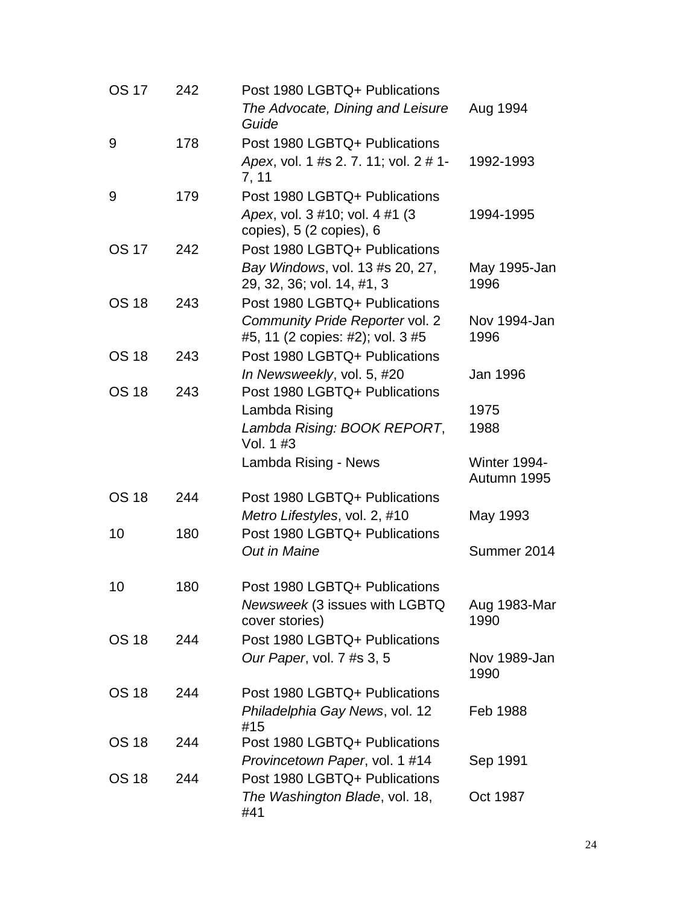| | | | |
|---|---|---|---|
| OS 17 | 242 | Post 1980 LGBTQ+ Publications | |
| | | *The Advocate, Dining and Leisure Guide* | Aug 1994 |
| 9 | 178 | Post 1980 LGBTQ+ Publications | |
| | | *Apex*, vol. 1 #s 2. 7. 11; vol. 2 # 1-7, 11 | 1992-1993 |
| 9 | 179 | Post 1980 LGBTQ+ Publications | |
| | | *Apex*, vol. 3 #10; vol. 4 #1 (3 copies), 5 (2 copies), 6 | 1994-1995 |
| OS 17 | 242 | Post 1980 LGBTQ+ Publications | |
| | | *Bay Windows*, vol. 13 #s 20, 27, 29, 32, 36; vol. 14, #1, 3 | May 1995-Jan 1996 |
| OS 18 | 243 | Post 1980 LGBTQ+ Publications | |
| | | *Community Pride Reporter* vol. 2 #5, 11 (2 copies: #2); vol. 3 #5 | Nov 1994-Jan 1996 |
| OS 18 | 243 | Post 1980 LGBTQ+ Publications | |
| | | *In Newsweekly*, vol. 5, #20 | Jan 1996 |
| OS 18 | 243 | Post 1980 LGBTQ+ Publications | |
| | | Lambda Rising | 1975 |
| | | *Lambda Rising: BOOK REPORT*, Vol. 1 #3 | 1988 |
| | | Lambda Rising - News | Winter 1994-Autumn 1995 |
| OS 18 | 244 | Post 1980 LGBTQ+ Publications | |
| | | *Metro Lifestyles*, vol. 2, #10 | May 1993 |
| 10 | 180 | Post 1980 LGBTQ+ Publications | |
| | | *Out in Maine* | Summer 2014 |
| 10 | 180 | Post 1980 LGBTQ+ Publications | |
| | | *Newsweek* (3 issues with LGBTQ cover stories) | Aug 1983-Mar 1990 |
| OS 18 | 244 | Post 1980 LGBTQ+ Publications | |
| | | *Our Paper*, vol. 7 #s 3, 5 | Nov 1989-Jan 1990 |
| OS 18 | 244 | Post 1980 LGBTQ+ Publications | |
| | | *Philadelphia Gay News*, vol. 12 #15 | Feb 1988 |
| OS 18 | 244 | Post 1980 LGBTQ+ Publications | |
| | | *Provincetown Paper*, vol. 1 #14 | Sep 1991 |
| OS 18 | 244 | Post 1980 LGBTQ+ Publications | |
| | | *The Washington Blade*, vol. 18, #41 | Oct 1987 |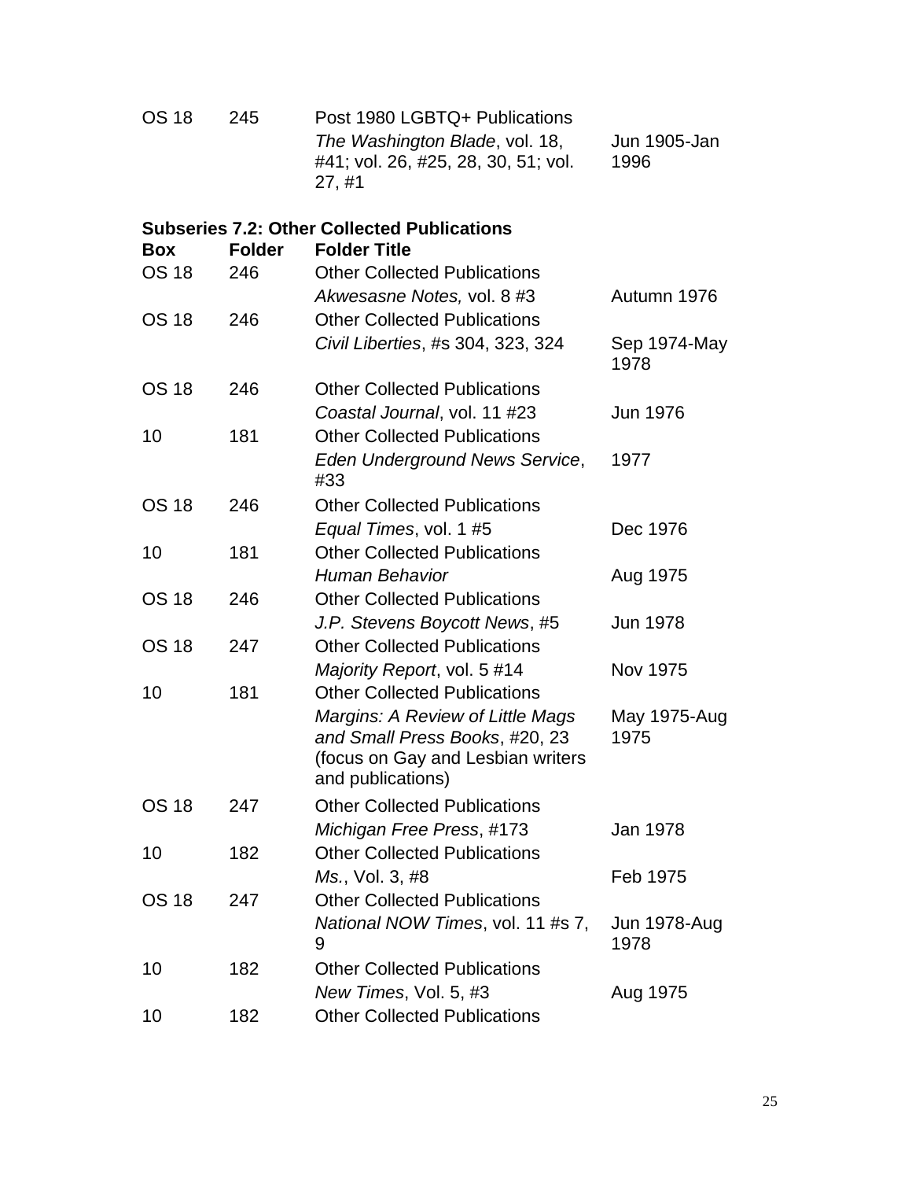| | | | |
|---|---|---|---|
| OS 18 | 245 | Post 1980 LGBTQ+ Publications<br>*The Washington Blade*, vol. 18, #41; vol. 26, #25, 28, 30, 51; vol. 27, #1 | Jun 1905-Jan 1996 |

**Subseries 7.2: Other Collected Publications**

| Box | Folder | Folder Title | |
|---|---|---|---|
| OS 18 | 246 | Other Collected Publications<br>*Akwesasne Notes,* vol. 8 #3 | Autumn 1976 |
| OS 18 | 246 | Other Collected Publications<br>*Civil Liberties*, #s 304, 323, 324 | Sep 1974-May 1978 |
| OS 18 | 246 | Other Collected Publications<br>*Coastal Journal*, vol. 11 #23 | Jun 1976 |
| 10 | 181 | Other Collected Publications<br>*Eden Underground News Service*, #33 | 1977 |
| OS 18 | 246 | Other Collected Publications<br>*Equal Times*, vol. 1 #5 | Dec 1976 |
| 10 | 181 | Other Collected Publications<br>*Human Behavior* | Aug 1975 |
| OS 18 | 246 | Other Collected Publications<br>*J.P. Stevens Boycott News*, #5 | Jun 1978 |
| OS 18 | 247 | Other Collected Publications<br>*Majority Report*, vol. 5 #14 | Nov 1975 |
| 10 | 181 | Other Collected Publications<br>*Margins: A Review of Little Mags and Small Press Books*, #20, 23 (focus on Gay and Lesbian writers and publications) | May 1975-Aug 1975 |
| OS 18 | 247 | Other Collected Publications<br>*Michigan Free Press*, #173 | Jan 1978 |
| 10 | 182 | Other Collected Publications<br>*Ms.*, Vol. 3, #8 | Feb 1975 |
| OS 18 | 247 | Other Collected Publications<br>*National NOW Times*, vol. 11 #s 7, 9 | Jun 1978-Aug 1978 |
| 10 | 182 | Other Collected Publications<br>*New Times*, Vol. 5, #3 | Aug 1975 |
| 10 | 182 | Other Collected Publications | |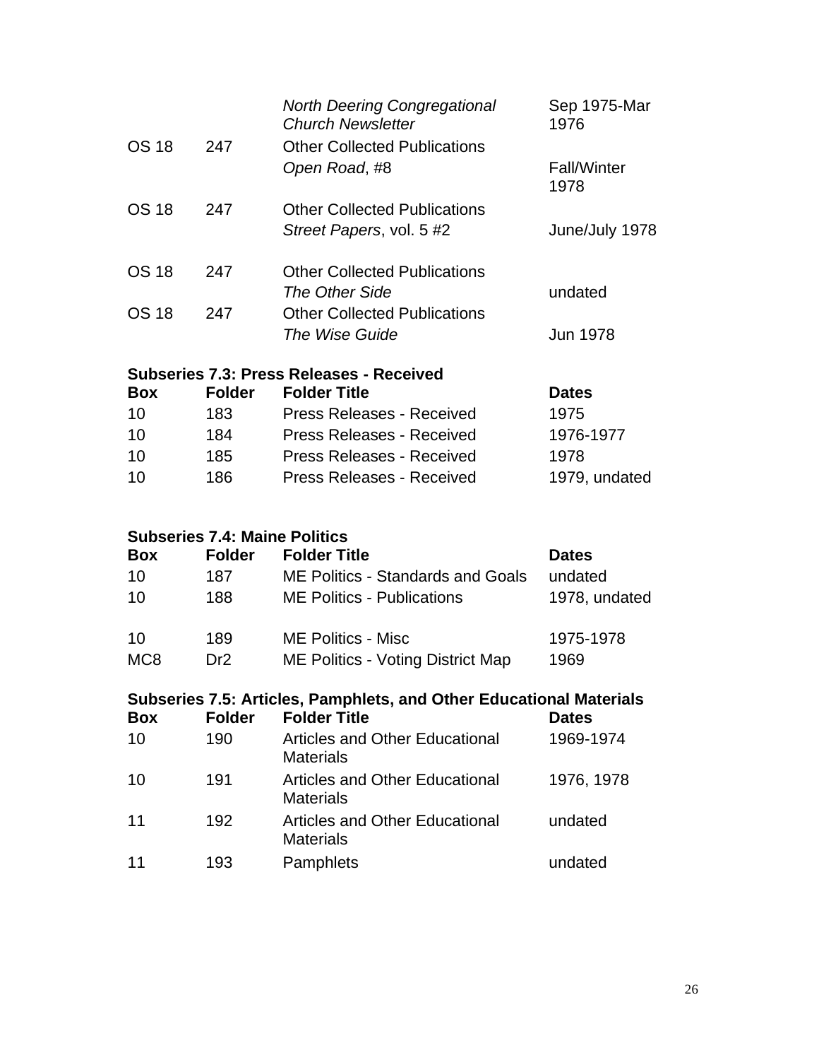| | | | |
|---|---|---|---|
| | | *North Deering Congregational Church Newsletter* | Sep 1975-Mar 1976 |
| OS 18 | 247 | Other Collected Publications | |
| | | *Open Road*, #8 | Fall/Winter 1978 |
| OS 18 | 247 | Other Collected Publications | |
| | | *Street Papers*, vol. 5 #2 | June/July 1978 |
| OS 18 | 247 | Other Collected Publications | |
| | | *The Other Side* | undated |
| OS 18 | 247 | Other Collected Publications | |
| | | *The Wise Guide* | Jun 1978 |

**Subseries 7.3: Press Releases - Received**

| **Box** | **Folder** | **Folder Title** | **Dates** |
|---|---|---|---|
| 10 | 183 | Press Releases - Received | 1975 |
| 10 | 184 | Press Releases - Received | 1976-1977 |
| 10 | 185 | Press Releases - Received | 1978 |
| 10 | 186 | Press Releases - Received | 1979, undated |

**Subseries 7.4: Maine Politics**

| **Box** | **Folder** | **Folder Title** | **Dates** |
|---|---|---|---|
| 10 | 187 | ME Politics - Standards and Goals | undated |
| 10 | 188 | ME Politics - Publications | 1978, undated |
| 10 | 189 | ME Politics - Misc | 1975-1978 |
| MC8 | Dr2 | ME Politics - Voting District Map | 1969 |

**Subseries 7.5: Articles, Pamphlets, and Other Educational Materials**

| **Box** | **Folder** | **Folder Title** | **Dates** |
|---|---|---|---|
| 10 | 190 | Articles and Other Educational Materials | 1969-1974 |
| 10 | 191 | Articles and Other Educational Materials | 1976, 1978 |
| 11 | 192 | Articles and Other Educational Materials | undated |
| 11 | 193 | Pamphlets | undated |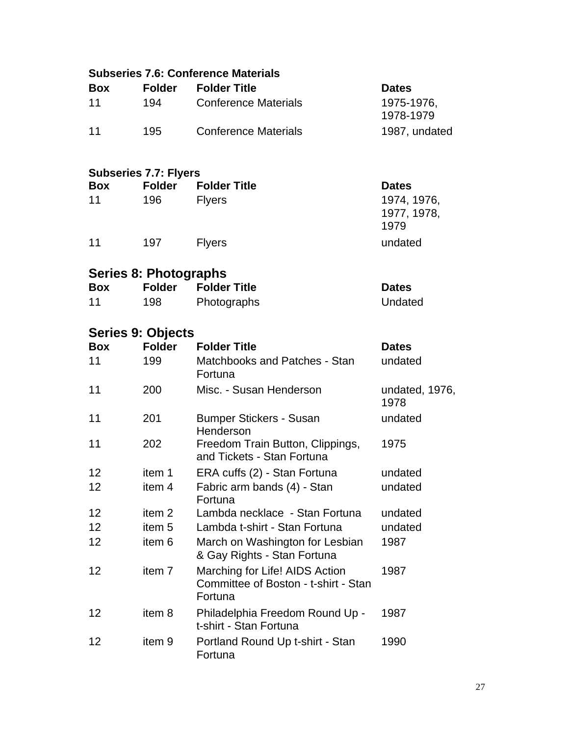### Subseries 7.6: Conference Materials

| Box | Folder | Folder Title | Dates |
|---|---|---|---|
| 11 | 194 | Conference Materials | 1975-1976, 1978-1979 |
| 11 | 195 | Conference Materials | 1987, undated |

### Subseries 7.7: Flyers

| Box | Folder | Folder Title | Dates |
|---|---|---|---|
| 11 | 196 | Flyers | 1974, 1976, 1977, 1978, 1979 |
| 11 | 197 | Flyers | undated |

## Series 8: Photographs

| Box | Folder | Folder Title | Dates |
|---|---|---|---|
| 11 | 198 | Photographs | Undated |

## Series 9: Objects

| Box | Folder | Folder Title | Dates |
|---|---|---|---|
| 11 | 199 | Matchbooks and Patches - Stan Fortuna | undated |
| 11 | 200 | Misc. - Susan Henderson | undated, 1976, 1978 |
| 11 | 201 | Bumper Stickers - Susan Henderson | undated |
| 11 | 202 | Freedom Train Button, Clippings, and Tickets - Stan Fortuna | 1975 |
| 12 | item 1 | ERA cuffs (2) - Stan Fortuna | undated |
| 12 | item 4 | Fabric arm bands (4) - Stan Fortuna | undated |
| 12 | item 2 | Lambda necklace - Stan Fortuna | undated |
| 12 | item 5 | Lambda t-shirt - Stan Fortuna | undated |
| 12 | item 6 | March on Washington for Lesbian & Gay Rights - Stan Fortuna | 1987 |
| 12 | item 7 | Marching for Life! AIDS Action Committee of Boston - t-shirt - Stan Fortuna | 1987 |
| 12 | item 8 | Philadelphia Freedom Round Up - t-shirt - Stan Fortuna | 1987 |
| 12 | item 9 | Portland Round Up t-shirt - Stan Fortuna | 1990 |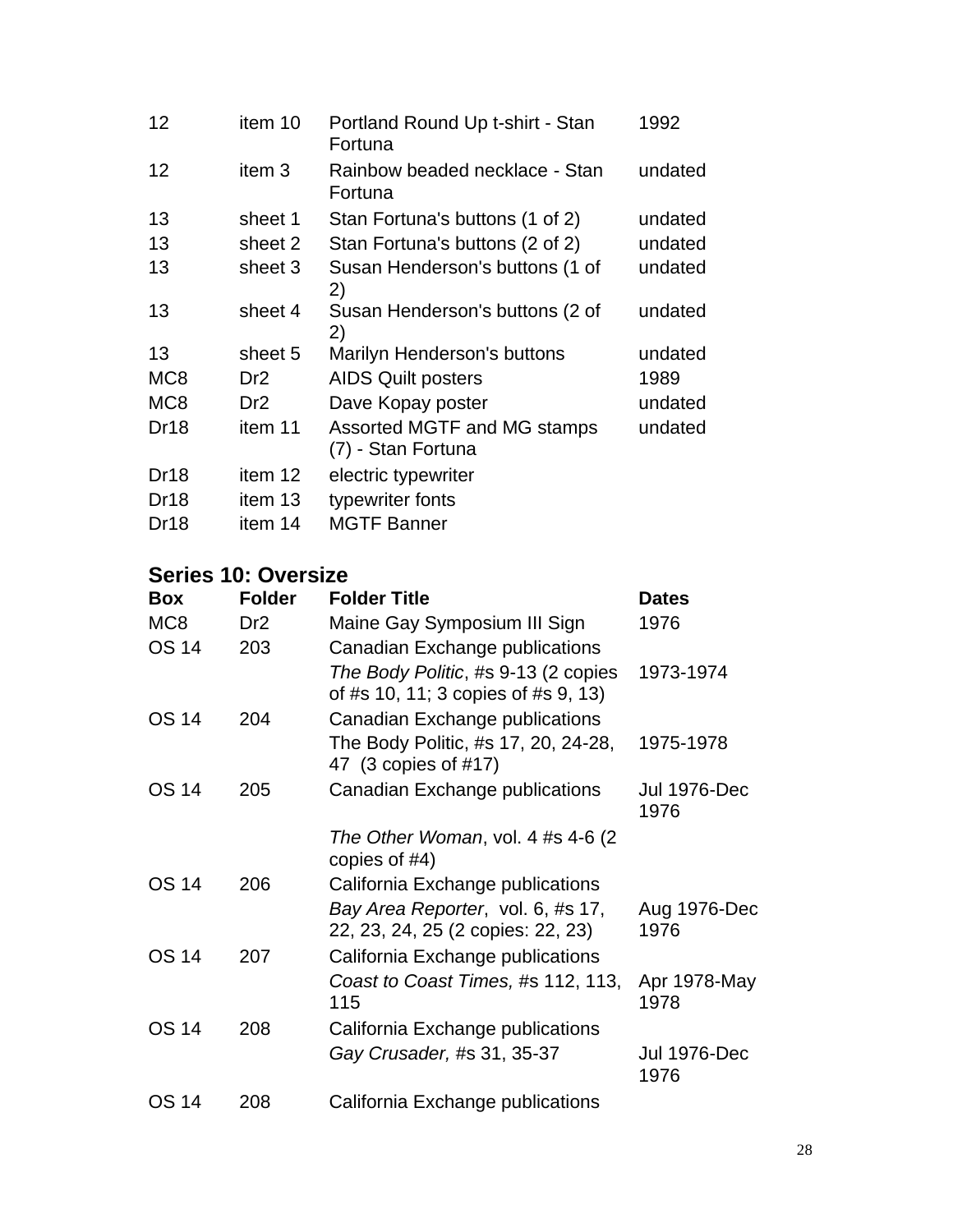| | | | |
|---|---|---|---|
| 12 | item 10 | Portland Round Up t-shirt - Stan Fortuna | 1992 |
| 12 | item 3 | Rainbow beaded necklace - Stan Fortuna | undated |
| 13 | sheet 1 | Stan Fortuna's buttons (1 of 2) | undated |
| 13 | sheet 2 | Stan Fortuna's buttons (2 of 2) | undated |
| 13 | sheet 3 | Susan Henderson's buttons (1 of 2) | undated |
| 13 | sheet 4 | Susan Henderson's buttons (2 of 2) | undated |
| 13 | sheet 5 | Marilyn Henderson's buttons | undated |
| MC8 | Dr2 | AIDS Quilt posters | 1989 |
| MC8 | Dr2 | Dave Kopay poster | undated |
| Dr18 | item 11 | Assorted MGTF and MG stamps (7) - Stan Fortuna | undated |
| Dr18 | item 12 | electric typewriter | |
| Dr18 | item 13 | typewriter fonts | |
| Dr18 | item 14 | MGTF Banner | |

## Series 10: Oversize

| **Box** | **Folder** | **Folder Title** | **Dates** |
|---|---|---|---|
| MC8 | Dr2 | Maine Gay Symposium III Sign | 1976 |
| OS 14 | 203 | Canadian Exchange publications | |
| | | *The Body Politic*, #s 9-13 (2 copies of #s 10, 11; 3 copies of #s 9, 13) | 1973-1974 |
| OS 14 | 204 | Canadian Exchange publications | |
| | | The Body Politic, #s 17, 20, 24-28, 47 (3 copies of #17) | 1975-1978 |
| OS 14 | 205 | Canadian Exchange publications | Jul 1976-Dec 1976 |
| | | *The Other Woman*, vol. 4 #s 4-6 (2 copies of #4) | |
| OS 14 | 206 | California Exchange publications | |
| | | *Bay Area Reporter*, vol. 6, #s 17, 22, 23, 24, 25 (2 copies: 22, 23) | Aug 1976-Dec 1976 |
| OS 14 | 207 | California Exchange publications | |
| | | *Coast to Coast Times,* #s 112, 113, 115 | Apr 1978-May 1978 |
| OS 14 | 208 | California Exchange publications | |
| | | *Gay Crusader,* #s 31, 35-37 | Jul 1976-Dec 1976 |
| OS 14 | 208 | California Exchange publications | |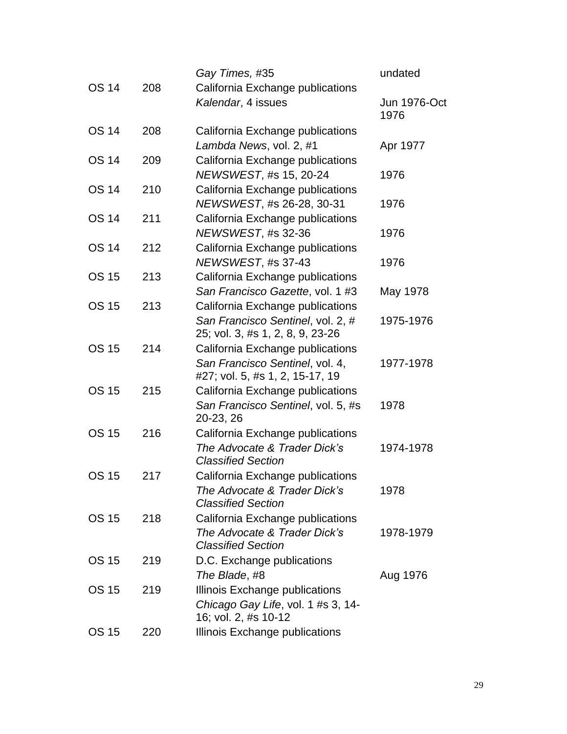| | | | |
|---|---|---|---|
| | | *Gay Times,* #35 | undated |
| OS 14 | 208 | California Exchange publications<br>*Kalendar*, 4 issues | Jun 1976-Oct 1976 |
| OS 14 | 208 | California Exchange publications<br>*Lambda News*, vol. 2, #1 | Apr 1977 |
| OS 14 | 209 | California Exchange publications<br>*NEWSWEST*, #s 15, 20-24 | 1976 |
| OS 14 | 210 | California Exchange publications<br>*NEWSWEST*, #s 26-28, 30-31 | 1976 |
| OS 14 | 211 | California Exchange publications<br>*NEWSWEST*, #s 32-36 | 1976 |
| OS 14 | 212 | California Exchange publications<br>*NEWSWEST*, #s 37-43 | 1976 |
| OS 15 | 213 | California Exchange publications<br>*San Francisco Gazette*, vol. 1 #3 | May 1978 |
| OS 15 | 213 | California Exchange publications<br>*San Francisco Sentinel*, vol. 2, # 25; vol. 3, #s 1, 2, 8, 9, 23-26 | 1975-1976 |
| OS 15 | 214 | California Exchange publications<br>*San Francisco Sentinel*, vol. 4, #27; vol. 5, #s 1, 2, 15-17, 19 | 1977-1978 |
| OS 15 | 215 | California Exchange publications<br>*San Francisco Sentinel*, vol. 5, #s 20-23, 26 | 1978 |
| OS 15 | 216 | California Exchange publications<br>*The Advocate & Trader Dick's Classified Section* | 1974-1978 |
| OS 15 | 217 | California Exchange publications<br>*The Advocate & Trader Dick's Classified Section* | 1978 |
| OS 15 | 218 | California Exchange publications<br>*The Advocate & Trader Dick's Classified Section* | 1978-1979 |
| OS 15 | 219 | D.C. Exchange publications<br>*The Blade*, #8 | Aug 1976 |
| OS 15 | 219 | Illinois Exchange publications<br>*Chicago Gay Life*, vol. 1 #s 3, 14-16; vol. 2, #s 10-12 | |
| OS 15 | 220 | Illinois Exchange publications | |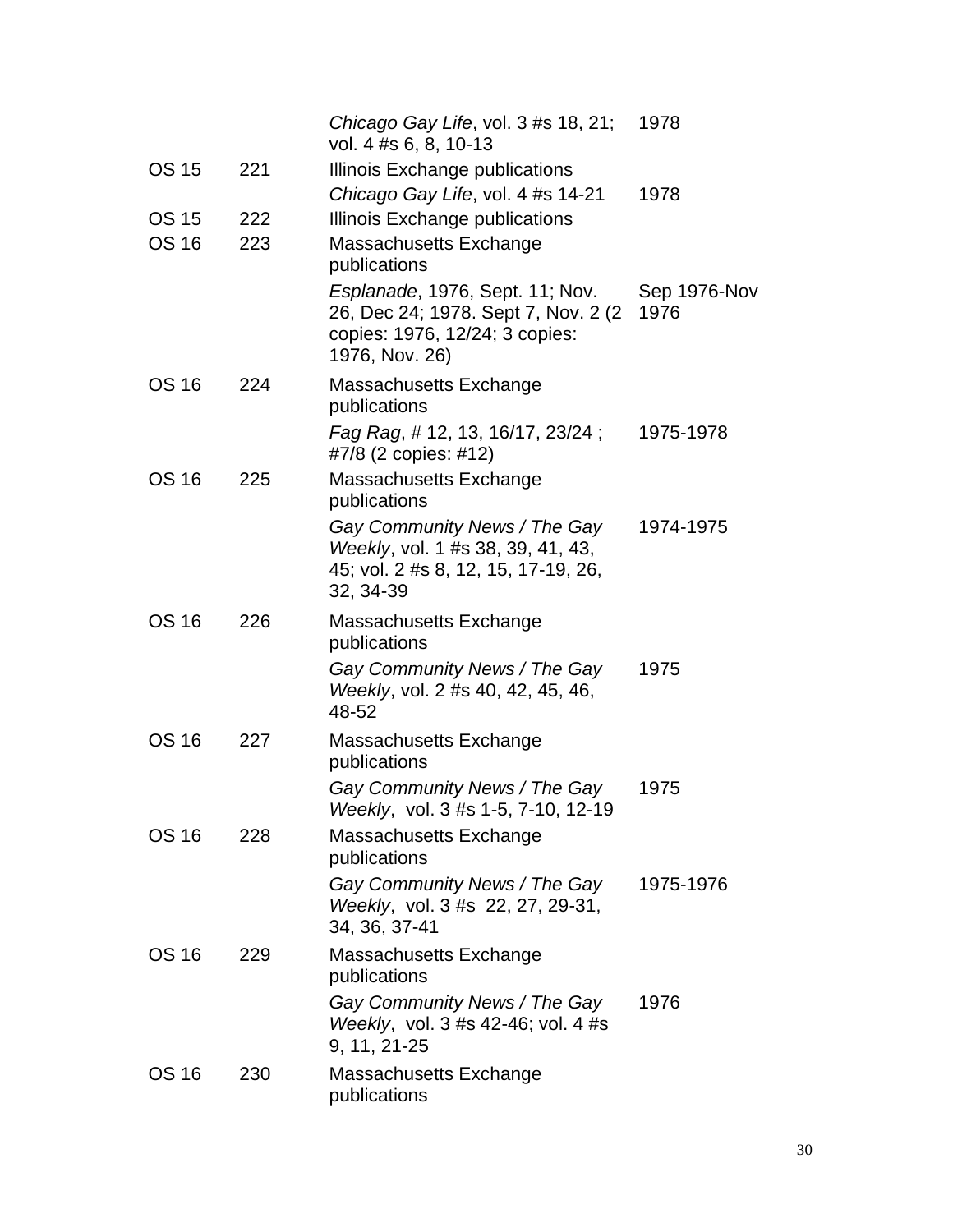| | | | |
|---|---|---|---|
| | | *Chicago Gay Life*, vol. 3 #s 18, 21; vol. 4 #s 6, 8, 10-13 | 1978 |
| OS 15 | 221 | Illinois Exchange publications | |
| | | *Chicago Gay Life*, vol. 4 #s 14-21 | 1978 |
| OS 15 | 222 | Illinois Exchange publications | |
| OS 16 | 223 | Massachusetts Exchange publications | |
| | | *Esplanade*, 1976, Sept. 11; Nov. 26, Dec 24; 1978. Sept 7, Nov. 2 (2 copies: 1976, 12/24; 3 copies: 1976, Nov. 26) | Sep 1976-Nov 1976 |
| OS 16 | 224 | Massachusetts Exchange publications | |
| | | *Fag Rag*, # 12, 13, 16/17, 23/24 ; #7/8 (2 copies: #12) | 1975-1978 |
| OS 16 | 225 | Massachusetts Exchange publications | |
| | | *Gay Community News / The Gay Weekly*, vol. 1 #s 38, 39, 41, 43, 45; vol. 2 #s 8, 12, 15, 17-19, 26, 32, 34-39 | 1974-1975 |
| OS 16 | 226 | Massachusetts Exchange publications | |
| | | *Gay Community News / The Gay Weekly*, vol. 2 #s 40, 42, 45, 46, 48-52 | 1975 |
| OS 16 | 227 | Massachusetts Exchange publications | |
| | | *Gay Community News / The Gay Weekly*, vol. 3 #s 1-5, 7-10, 12-19 | 1975 |
| OS 16 | 228 | Massachusetts Exchange publications | |
| | | *Gay Community News / The Gay Weekly*, vol. 3 #s 22, 27, 29-31, 34, 36, 37-41 | 1975-1976 |
| OS 16 | 229 | Massachusetts Exchange publications | |
| | | *Gay Community News / The Gay Weekly*, vol. 3 #s 42-46; vol. 4 #s 9, 11, 21-25 | 1976 |
| OS 16 | 230 | Massachusetts Exchange publications | |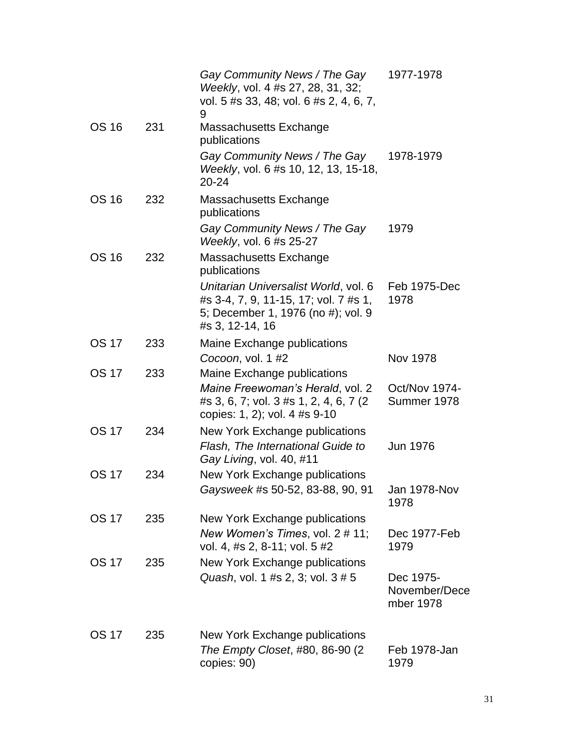| | | | |
|---|---|---|---|
| | | *Gay Community News / The Gay Weekly*, vol. 4 #s 27, 28, 31, 32; vol. 5 #s 33, 48; vol. 6 #s 2, 4, 6, 7, 9 | 1977-1978 |
| OS 16 | 231 | Massachusetts Exchange publications | |
| | | *Gay Community News / The Gay Weekly*, vol. 6 #s 10, 12, 13, 15-18, 20-24 | 1978-1979 |
| OS 16 | 232 | Massachusetts Exchange publications | |
| | | *Gay Community News / The Gay Weekly*, vol. 6 #s 25-27 | 1979 |
| OS 16 | 232 | Massachusetts Exchange publications | |
| | | *Unitarian Universalist World*, vol. 6 #s 3-4, 7, 9, 11-15, 17; vol. 7 #s 1, 5; December 1, 1976 (no #); vol. 9 #s 3, 12-14, 16 | Feb 1975-Dec 1978 |
| OS 17 | 233 | Maine Exchange publications | |
| | | *Cocoon*, vol. 1 #2 | Nov 1978 |
| OS 17 | 233 | Maine Exchange publications | |
| | | *Maine Freewoman's Herald*, vol. 2 #s 3, 6, 7; vol. 3 #s 1, 2, 4, 6, 7 (2 copies: 1, 2); vol. 4 #s 9-10 | Oct/Nov 1974-Summer 1978 |
| OS 17 | 234 | New York Exchange publications | |
| | | *Flash, The International Guide to Gay Living*, vol. 40, #11 | Jun 1976 |
| OS 17 | 234 | New York Exchange publications | |
| | | *Gaysweek* #s 50-52, 83-88, 90, 91 | Jan 1978-Nov 1978 |
| OS 17 | 235 | New York Exchange publications | |
| | | *New Women's Times*, vol. 2 # 11; vol. 4, #s 2, 8-11; vol. 5 #2 | Dec 1977-Feb 1979 |
| OS 17 | 235 | New York Exchange publications | |
| | | *Quash*, vol. 1 #s 2, 3; vol. 3 # 5 | Dec 1975-November/December 1978 |
| OS 17 | 235 | New York Exchange publications | |
| | | *The Empty Closet*, #80, 86-90 (2 copies: 90) | Feb 1978-Jan 1979 |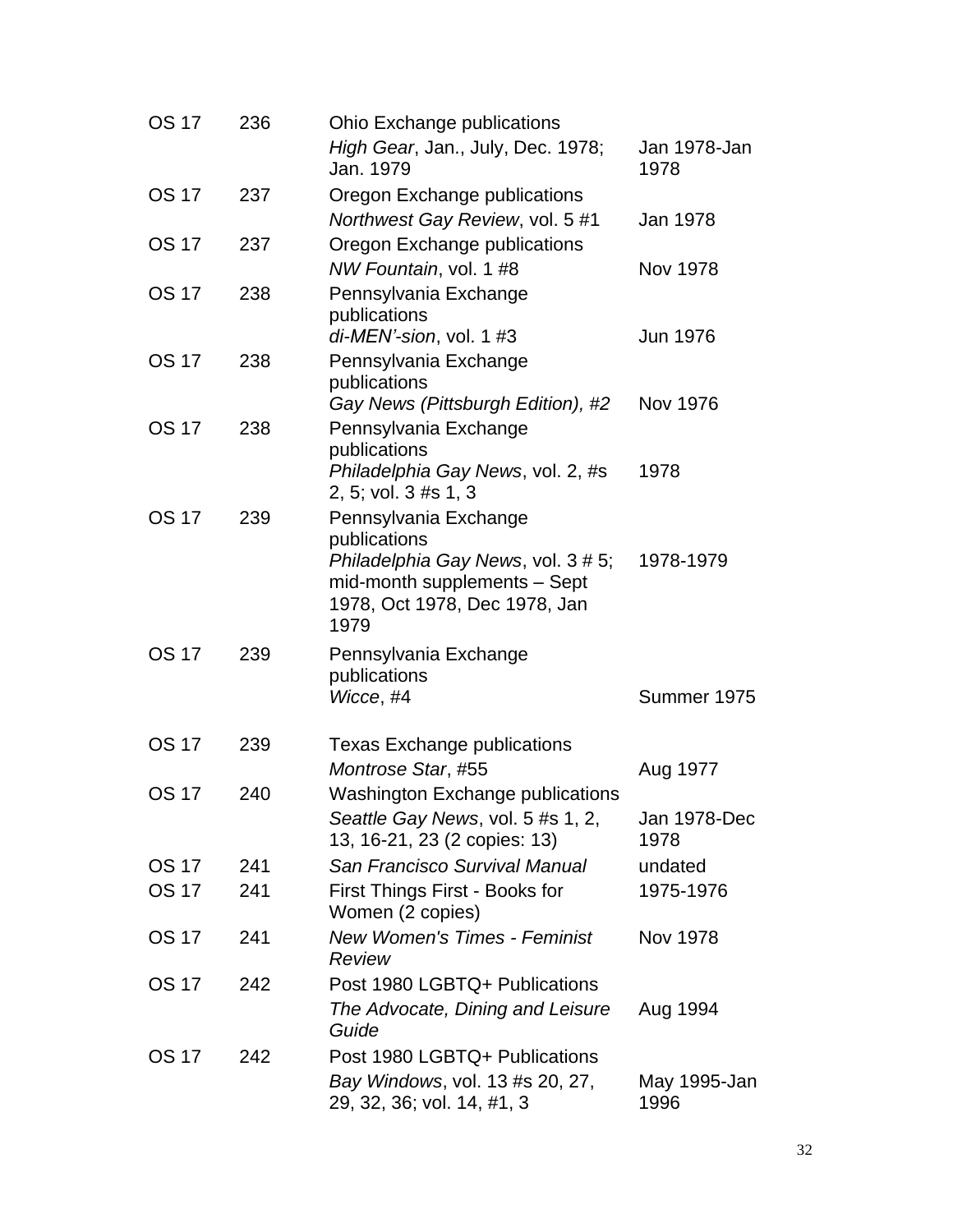| | | | |
|---|---|---|---|
| OS 17 | 236 | Ohio Exchange publications<br>*High Gear*, Jan., July, Dec. 1978; Jan. 1979 | Jan 1978-Jan 1978 |
| OS 17 | 237 | Oregon Exchange publications<br>*Northwest Gay Review*, vol. 5 #1 | Jan 1978 |
| OS 17 | 237 | Oregon Exchange publications<br>*NW Fountain*, vol. 1 #8 | Nov 1978 |
| OS 17 | 238 | Pennsylvania Exchange publications<br>*di-MEN'-sion*, vol. 1 #3 | Jun 1976 |
| OS 17 | 238 | Pennsylvania Exchange publications<br>*Gay News (Pittsburgh Edition), #2* | Nov 1976 |
| OS 17 | 238 | Pennsylvania Exchange publications<br>*Philadelphia Gay News*, vol. 2, #s 2, 5; vol. 3 #s 1, 3 | 1978 |
| OS 17 | 239 | Pennsylvania Exchange publications<br>*Philadelphia Gay News*, vol. 3 # 5; mid-month supplements – Sept 1978, Oct 1978, Dec 1978, Jan 1979 | 1978-1979 |
| OS 17 | 239 | Pennsylvania Exchange publications<br>*Wicce*, #4 | Summer 1975 |
| OS 17 | 239 | Texas Exchange publications<br>*Montrose Star*, #55 | Aug 1977 |
| OS 17 | 240 | Washington Exchange publications<br>*Seattle Gay News*, vol. 5 #s 1, 2, 13, 16-21, 23 (2 copies: 13) | Jan 1978-Dec 1978 |
| OS 17 | 241 | *San Francisco Survival Manual* | undated |
| OS 17 | 241 | First Things First - Books for Women (2 copies) | 1975-1976 |
| OS 17 | 241 | *New Women's Times - Feminist Review* | Nov 1978 |
| OS 17 | 242 | Post 1980 LGBTQ+ Publications<br>*The Advocate, Dining and Leisure Guide* | Aug 1994 |
| OS 17 | 242 | Post 1980 LGBTQ+ Publications<br>*Bay Windows*, vol. 13 #s 20, 27, 29, 32, 36; vol. 14, #1, 3 | May 1995-Jan 1996 |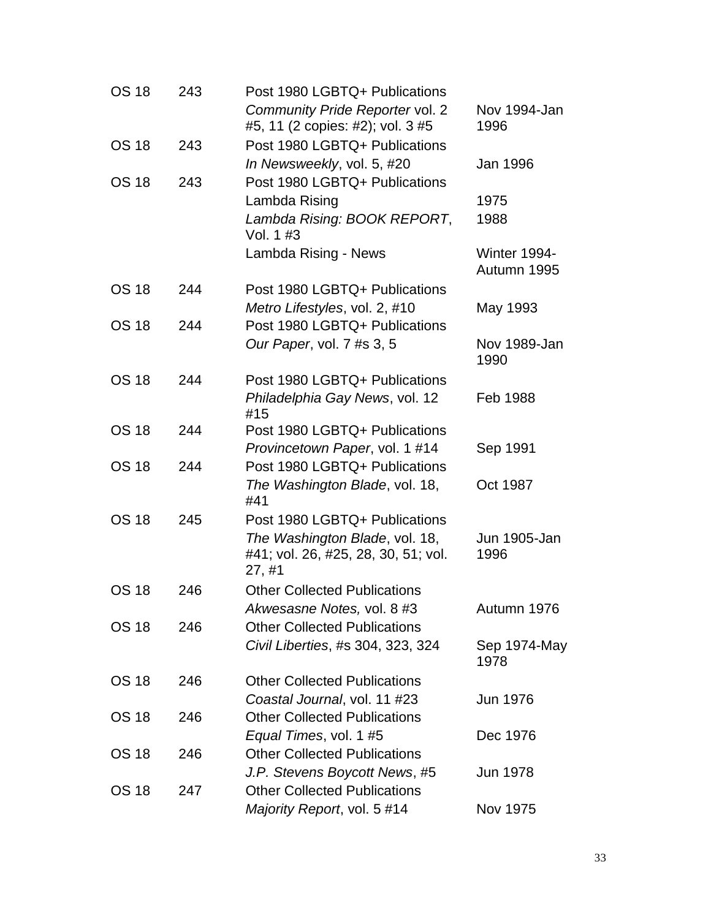| | | | |
|---|---|---|---|
| OS 18 | 243 | Post 1980 LGBTQ+ Publications | |
| | | *Community Pride Reporter* vol. 2 #5, 11 (2 copies: #2); vol. 3 #5 | Nov 1994-Jan 1996 |
| OS 18 | 243 | Post 1980 LGBTQ+ Publications | |
| | | *In Newsweekly*, vol. 5, #20 | Jan 1996 |
| OS 18 | 243 | Post 1980 LGBTQ+ Publications | |
| | | Lambda Rising | 1975 |
| | | *Lambda Rising: BOOK REPORT*, Vol. 1 #3 | 1988 |
| | | Lambda Rising - News | Winter 1994-Autumn 1995 |
| OS 18 | 244 | Post 1980 LGBTQ+ Publications | |
| | | *Metro Lifestyles*, vol. 2, #10 | May 1993 |
| OS 18 | 244 | Post 1980 LGBTQ+ Publications | |
| | | *Our Paper*, vol. 7 #s 3, 5 | Nov 1989-Jan 1990 |
| OS 18 | 244 | Post 1980 LGBTQ+ Publications | |
| | | *Philadelphia Gay News*, vol. 12 #15 | Feb 1988 |
| OS 18 | 244 | Post 1980 LGBTQ+ Publications | |
| | | *Provincetown Paper*, vol. 1 #14 | Sep 1991 |
| OS 18 | 244 | Post 1980 LGBTQ+ Publications | |
| | | *The Washington Blade*, vol. 18, #41 | Oct 1987 |
| OS 18 | 245 | Post 1980 LGBTQ+ Publications | |
| | | *The Washington Blade*, vol. 18, #41; vol. 26, #25, 28, 30, 51; vol. 27, #1 | Jun 1905-Jan 1996 |
| OS 18 | 246 | Other Collected Publications | |
| | | *Akwesasne Notes,* vol. 8 #3 | Autumn 1976 |
| OS 18 | 246 | Other Collected Publications | |
| | | *Civil Liberties*, #s 304, 323, 324 | Sep 1974-May 1978 |
| OS 18 | 246 | Other Collected Publications | |
| | | *Coastal Journal*, vol. 11 #23 | Jun 1976 |
| OS 18 | 246 | Other Collected Publications | |
| | | *Equal Times*, vol. 1 #5 | Dec 1976 |
| OS 18 | 246 | Other Collected Publications | |
| | | *J.P. Stevens Boycott News*, #5 | Jun 1978 |
| OS 18 | 247 | Other Collected Publications | |
| | | *Majority Report*, vol. 5 #14 | Nov 1975 |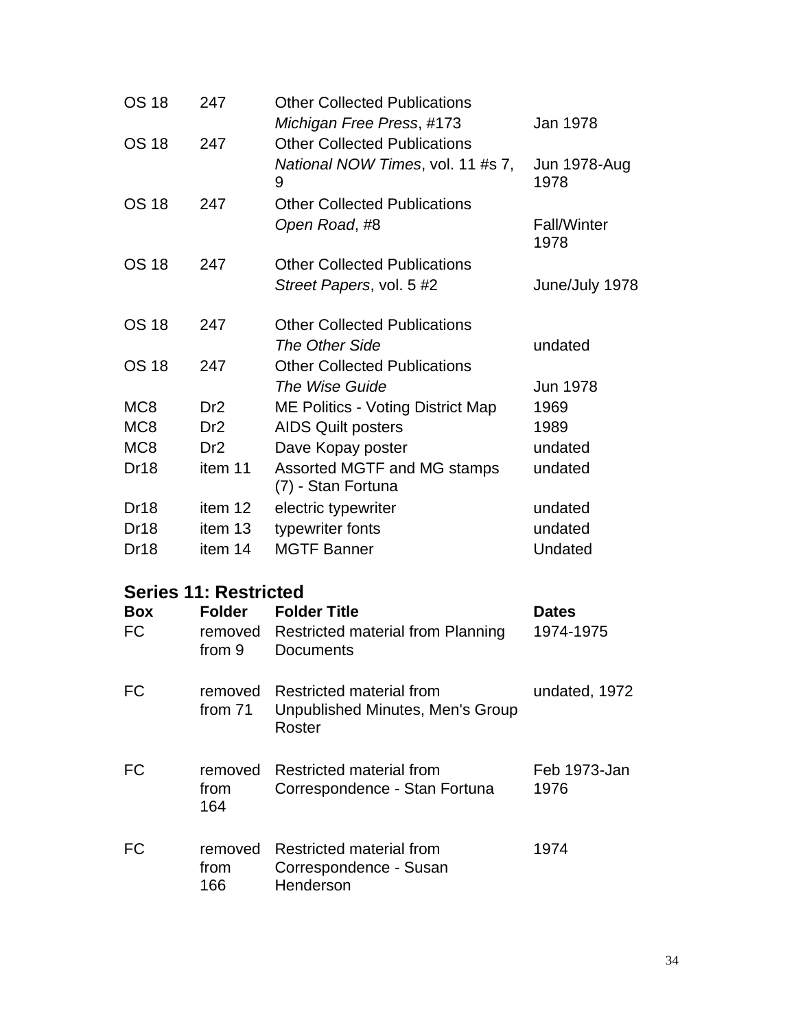| | | | |
|---|---|---|---|
| OS 18 | 247 | Other Collected Publications<br>*Michigan Free Press*, #173 | Jan 1978 |
| OS 18 | 247 | Other Collected Publications<br>*National NOW Times*, vol. 11 #s 7, 9 | Jun 1978-Aug 1978 |
| OS 18 | 247 | Other Collected Publications<br>*Open Road*, #8 | Fall/Winter 1978 |
| OS 18 | 247 | Other Collected Publications<br>*Street Papers*, vol. 5 #2 | June/July 1978 |
| OS 18 | 247 | Other Collected Publications<br>*The Other Side* | undated |
| OS 18 | 247 | Other Collected Publications<br>*The Wise Guide* | Jun 1978 |
| MC8 | Dr2 | ME Politics - Voting District Map | 1969 |
| MC8 | Dr2 | AIDS Quilt posters | 1989 |
| MC8 | Dr2 | Dave Kopay poster | undated |
| Dr18 | item 11 | Assorted MGTF and MG stamps (7) - Stan Fortuna | undated |
| Dr18 | item 12 | electric typewriter | undated |
| Dr18 | item 13 | typewriter fonts | undated |
| Dr18 | item 14 | MGTF Banner | Undated |

## Series 11: Restricted

| Box | Folder | Folder Title | Dates |
|---|---|---|---|
| FC | removed from 9 | Restricted material from Planning Documents | 1974-1975 |
| FC | removed from 71 | Restricted material from Unpublished Minutes, Men's Group Roster | undated, 1972 |
| FC | removed from 164 | Restricted material from Correspondence - Stan Fortuna | Feb 1973-Jan 1976 |
| FC | removed from 166 | Restricted material from Correspondence - Susan Henderson | 1974 |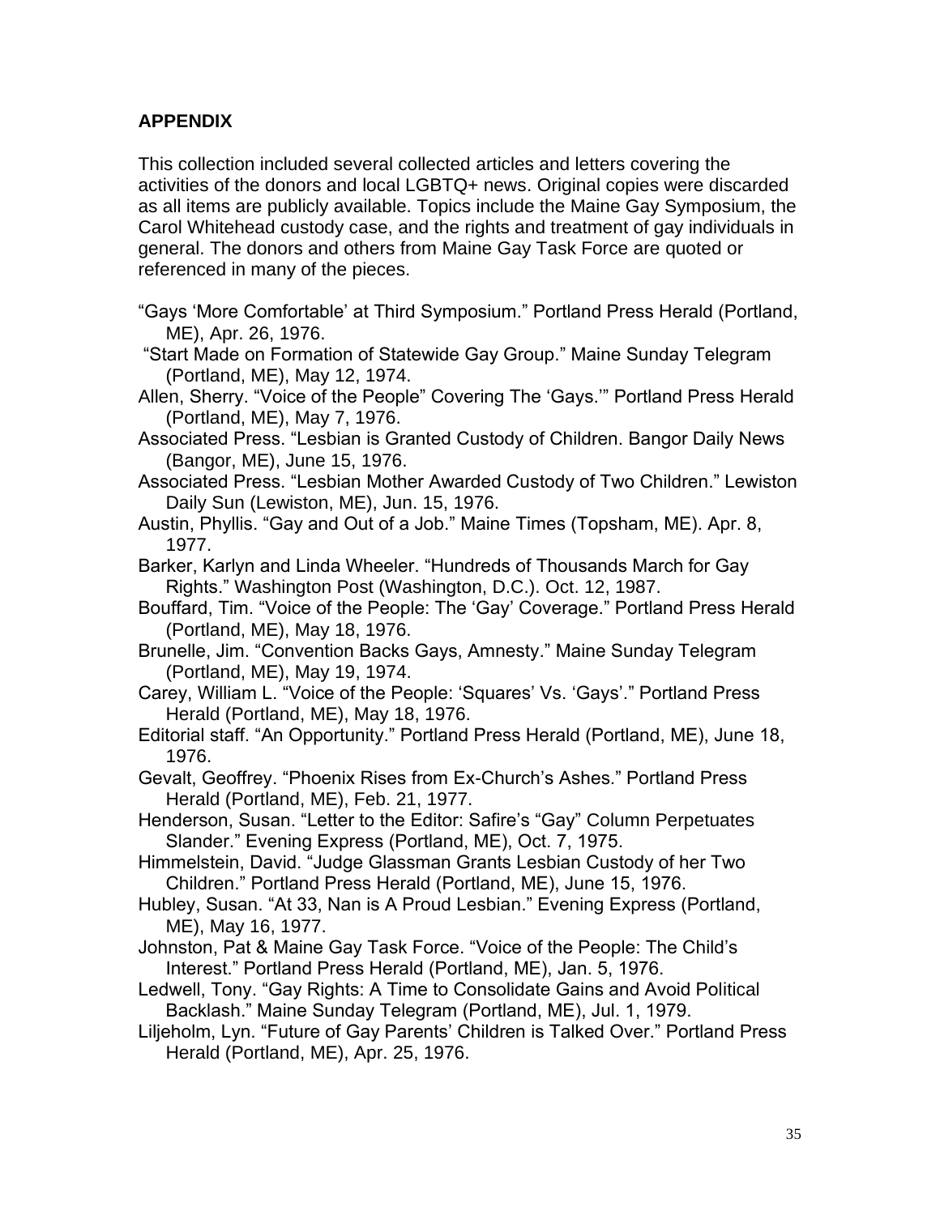**APPENDIX**

This collection included several collected articles and letters covering the activities of the donors and local LGBTQ+ news. Original copies were discarded as all items are publicly available. Topics include the Maine Gay Symposium, the Carol Whitehead custody case, and the rights and treatment of gay individuals in general. The donors and others from Maine Gay Task Force are quoted or referenced in many of the pieces.

"Gays 'More Comfortable' at Third Symposium." Portland Press Herald (Portland, ME), Apr. 26, 1976.

"Start Made on Formation of Statewide Gay Group." Maine Sunday Telegram (Portland, ME), May 12, 1974.

Allen, Sherry. "Voice of the People" Covering The 'Gays.'" Portland Press Herald (Portland, ME), May 7, 1976.

Associated Press. "Lesbian is Granted Custody of Children. Bangor Daily News (Bangor, ME), June 15, 1976.

Associated Press. "Lesbian Mother Awarded Custody of Two Children." Lewiston Daily Sun (Lewiston, ME), Jun. 15, 1976.

Austin, Phyllis. "Gay and Out of a Job." Maine Times (Topsham, ME). Apr. 8, 1977.

Barker, Karlyn and Linda Wheeler. "Hundreds of Thousands March for Gay Rights." Washington Post (Washington, D.C.). Oct. 12, 1987.

Bouffard, Tim. "Voice of the People: The 'Gay' Coverage." Portland Press Herald (Portland, ME), May 18, 1976.

Brunelle, Jim. "Convention Backs Gays, Amnesty." Maine Sunday Telegram (Portland, ME), May 19, 1974.

Carey, William L. "Voice of the People: 'Squares' Vs. 'Gays'." Portland Press Herald (Portland, ME), May 18, 1976.

Editorial staff. "An Opportunity." Portland Press Herald (Portland, ME), June 18, 1976.

Gevalt, Geoffrey. "Phoenix Rises from Ex-Church's Ashes." Portland Press Herald (Portland, ME), Feb. 21, 1977.

Henderson, Susan. "Letter to the Editor: Safire's "Gay" Column Perpetuates Slander." Evening Express (Portland, ME), Oct. 7, 1975.

Himmelstein, David. "Judge Glassman Grants Lesbian Custody of her Two Children." Portland Press Herald (Portland, ME), June 15, 1976.

Hubley, Susan. "At 33, Nan is A Proud Lesbian." Evening Express (Portland, ME), May 16, 1977.

Johnston, Pat & Maine Gay Task Force. "Voice of the People: The Child's Interest." Portland Press Herald (Portland, ME), Jan. 5, 1976.

Ledwell, Tony. "Gay Rights: A Time to Consolidate Gains and Avoid Political Backlash." Maine Sunday Telegram (Portland, ME), Jul. 1, 1979.

Liljeholm, Lyn. "Future of Gay Parents' Children is Talked Over." Portland Press Herald (Portland, ME), Apr. 25, 1976.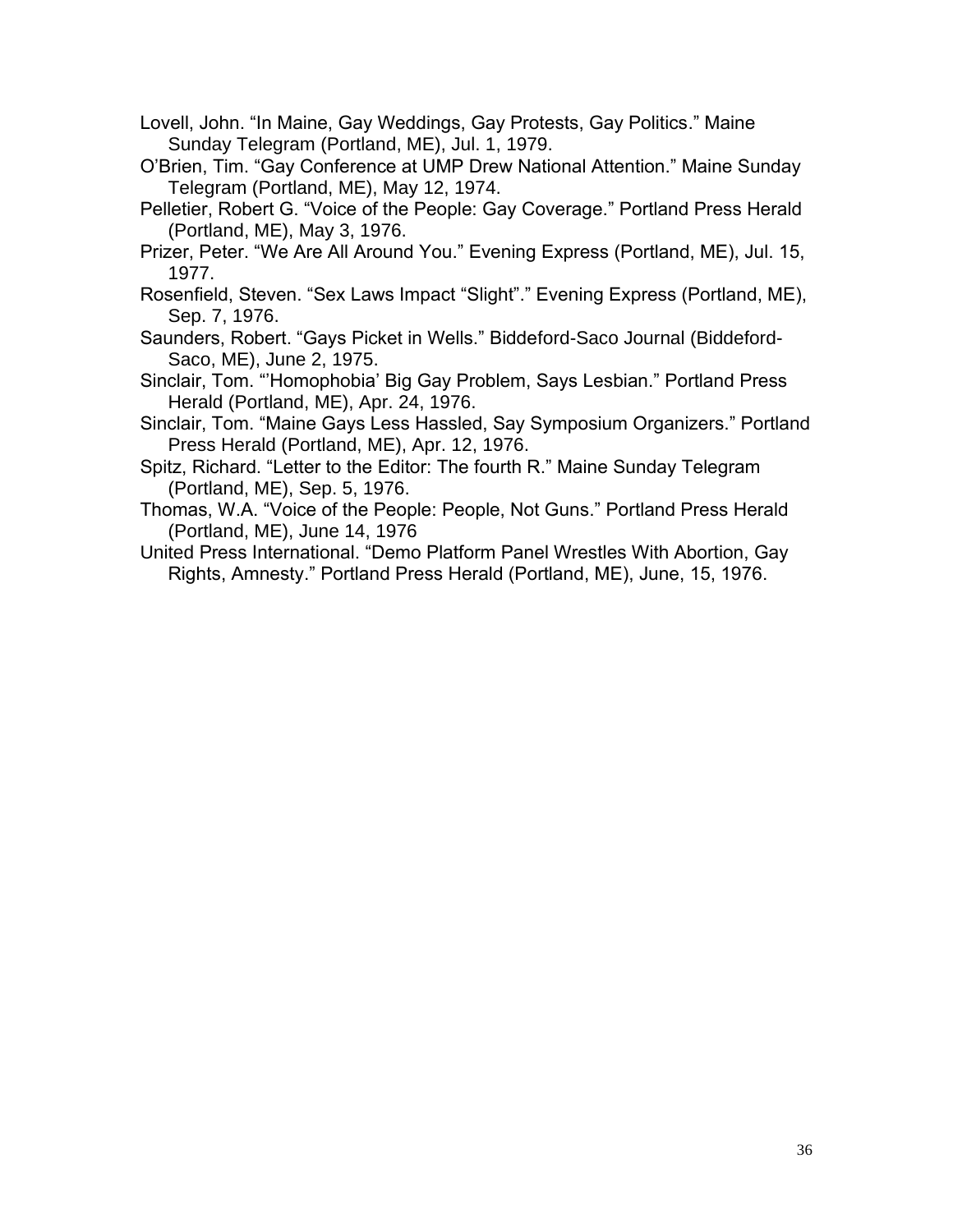Lovell, John. “In Maine, Gay Weddings, Gay Protests, Gay Politics.” Maine Sunday Telegram (Portland, ME), Jul. 1, 1979.

O’Brien, Tim. “Gay Conference at UMP Drew National Attention.” Maine Sunday Telegram (Portland, ME), May 12, 1974.

Pelletier, Robert G. “Voice of the People: Gay Coverage.” Portland Press Herald (Portland, ME), May 3, 1976.

Prizer, Peter. “We Are All Around You.” Evening Express (Portland, ME), Jul. 15, 1977.

Rosenfield, Steven. “Sex Laws Impact “Slight”.” Evening Express (Portland, ME), Sep. 7, 1976.

Saunders, Robert. “Gays Picket in Wells.” Biddeford-Saco Journal (Biddeford-Saco, ME), June 2, 1975.

Sinclair, Tom. “’Homophobia’ Big Gay Problem, Says Lesbian.” Portland Press Herald (Portland, ME), Apr. 24, 1976.

Sinclair, Tom. “Maine Gays Less Hassled, Say Symposium Organizers.” Portland Press Herald (Portland, ME), Apr. 12, 1976.

Spitz, Richard. “Letter to the Editor: The fourth R.” Maine Sunday Telegram (Portland, ME), Sep. 5, 1976.

Thomas, W.A. “Voice of the People: People, Not Guns.” Portland Press Herald (Portland, ME), June 14, 1976

United Press International. “Demo Platform Panel Wrestles With Abortion, Gay Rights, Amnesty.” Portland Press Herald (Portland, ME), June, 15, 1976.